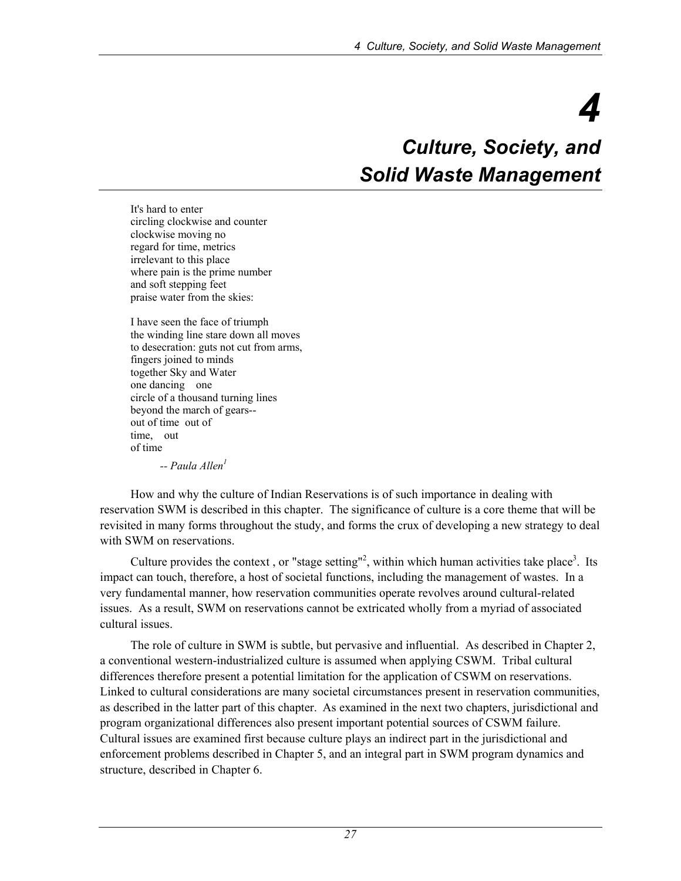# 4

# *Culture, Society, and Solid Waste Management*

It's hard to enter
circling clockwise and counter
clockwise moving no
regard for time, metrics
irrelevant to this place
where pain is the prime number
and soft stepping feet
praise water from the skies:

I have seen the face of triumph
the winding line stare down all moves
to desecration: guts not cut from arms,
fingers joined to minds
together Sky and Water
one dancing one
circle of a thousand turning lines
beyond the march of gears--
out of time out of
time, out
of time

*-- Paula Allen*[1]

How and why the culture of Indian Reservations is of such importance in dealing with reservation SWM is described in this chapter. The significance of culture is a core theme that will be revisited in many forms throughout the study, and forms the crux of developing a new strategy to deal with SWM on reservations.

Culture provides the context , or "stage setting"[2], within which human activities take place[3]. Its impact can touch, therefore, a host of societal functions, including the management of wastes. In a very fundamental manner, how reservation communities operate revolves around cultural-related issues. As a result, SWM on reservations cannot be extricated wholly from a myriad of associated cultural issues.

The role of culture in SWM is subtle, but pervasive and influential. As described in Chapter 2, a conventional western-industrialized culture is assumed when applying CSWM. Tribal cultural differences therefore present a potential limitation for the application of CSWM on reservations. Linked to cultural considerations are many societal circumstances present in reservation communities, as described in the latter part of this chapter. As examined in the next two chapters, jurisdictional and program organizational differences also present important potential sources of CSWM failure. Cultural issues are examined first because culture plays an indirect part in the jurisdictional and enforcement problems described in Chapter 5, and an integral part in SWM program dynamics and structure, described in Chapter 6.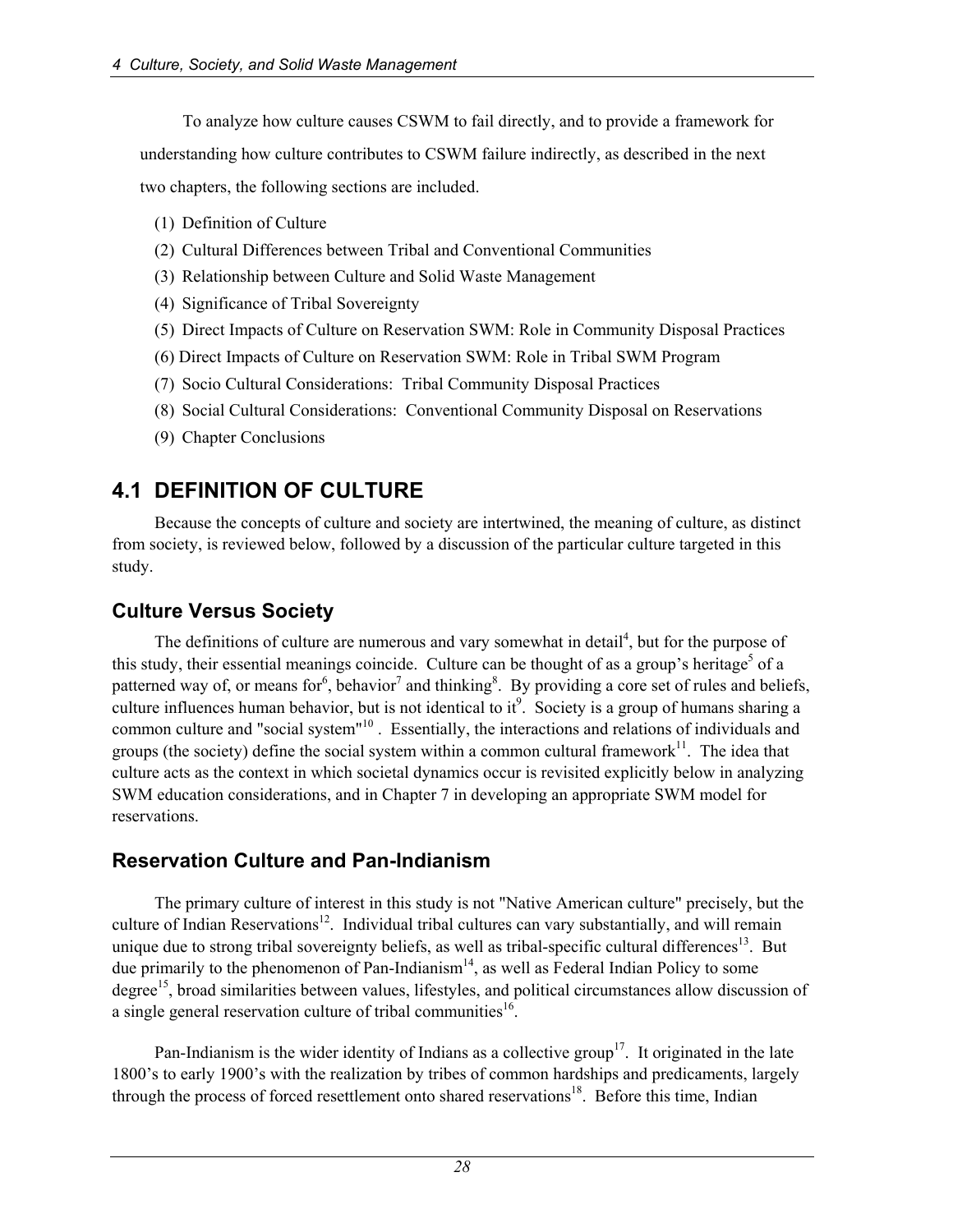To analyze how culture causes CSWM to fail directly, and to provide a framework for understanding how culture contributes to CSWM failure indirectly, as described in the next two chapters, the following sections are included.

(1) Definition of Culture
(2) Cultural Differences between Tribal and Conventional Communities
(3) Relationship between Culture and Solid Waste Management
(4) Significance of Tribal Sovereignty
(5) Direct Impacts of Culture on Reservation SWM: Role in Community Disposal Practices
(6) Direct Impacts of Culture on Reservation SWM: Role in Tribal SWM Program
(7) Socio Cultural Considerations: Tribal Community Disposal Practices
(8) Social Cultural Considerations: Conventional Community Disposal on Reservations
(9) Chapter Conclusions

## 4.1 DEFINITION OF CULTURE

Because the concepts of culture and society are intertwined, the meaning of culture, as distinct from society, is reviewed below, followed by a discussion of the particular culture targeted in this study.

### Culture Versus Society

The definitions of culture are numerous and vary somewhat in detail[4], but for the purpose of this study, their essential meanings coincide. Culture can be thought of as a group's heritage[5] of a patterned way of, or means for[6], behavior[7] and thinking[8]. By providing a core set of rules and beliefs, culture influences human behavior, but is not identical to it[9]. Society is a group of humans sharing a common culture and "social system"[10]. Essentially, the interactions and relations of individuals and groups (the society) define the social system within a common cultural framework[11]. The idea that culture acts as the context in which societal dynamics occur is revisited explicitly below in analyzing SWM education considerations, and in Chapter 7 in developing an appropriate SWM model for reservations.

### Reservation Culture and Pan-Indianism

The primary culture of interest in this study is not "Native American culture" precisely, but the culture of Indian Reservations[12]. Individual tribal cultures can vary substantially, and will remain unique due to strong tribal sovereignty beliefs, as well as tribal-specific cultural differences[13]. But due primarily to the phenomenon of Pan-Indianism[14], as well as Federal Indian Policy to some degree[15], broad similarities between values, lifestyles, and political circumstances allow discussion of a single general reservation culture of tribal communities[16].

Pan-Indianism is the wider identity of Indians as a collective group[17]. It originated in the late 1800's to early 1900's with the realization by tribes of common hardships and predicaments, largely through the process of forced resettlement onto shared reservations[18]. Before this time, Indian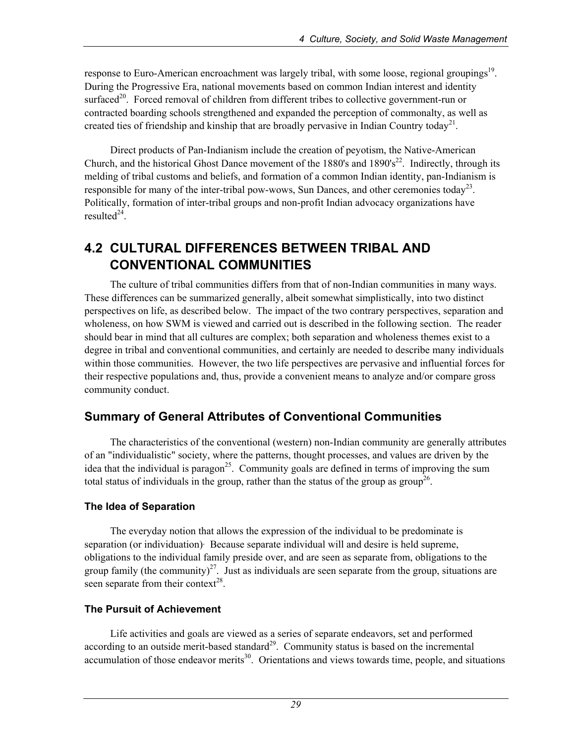response to Euro-American encroachment was largely tribal, with some loose, regional groupings[19]. During the Progressive Era, national movements based on common Indian interest and identity surfaced[20]. Forced removal of children from different tribes to collective government-run or contracted boarding schools strengthened and expanded the perception of commonalty, as well as created ties of friendship and kinship that are broadly pervasive in Indian Country today[21].

Direct products of Pan-Indianism include the creation of peyotism, the Native-American Church, and the historical Ghost Dance movement of the 1880's and 1890's[22]. Indirectly, through its melding of tribal customs and beliefs, and formation of a common Indian identity, pan-Indianism is responsible for many of the inter-tribal pow-wows, Sun Dances, and other ceremonies today[23]. Politically, formation of inter-tribal groups and non-profit Indian advocacy organizations have resulted[24].

## 4.2 CULTURAL DIFFERENCES BETWEEN TRIBAL AND CONVENTIONAL COMMUNITIES

The culture of tribal communities differs from that of non-Indian communities in many ways. These differences can be summarized generally, albeit somewhat simplistically, into two distinct perspectives on life, as described below. The impact of the two contrary perspectives, separation and wholeness, on how SWM is viewed and carried out is described in the following section. The reader should bear in mind that all cultures are complex; both separation and wholeness themes exist to a degree in tribal and conventional communities, and certainly are needed to describe many individuals within those communities. However, the two life perspectives are pervasive and influential forces for their respective populations and, thus, provide a convenient means to analyze and/or compare gross community conduct.

### Summary of General Attributes of Conventional Communities

The characteristics of the conventional (western) non-Indian community are generally attributes of an "individualistic" society, where the patterns, thought processes, and values are driven by the idea that the individual is paragon[25]. Community goals are defined in terms of improving the sum total status of individuals in the group, rather than the status of the group as group[26].

#### The Idea of Separation

The everyday notion that allows the expression of the individual to be predominate is separation (or individuation). Because separate individual will and desire is held supreme, obligations to the individual family preside over, and are seen as separate from, obligations to the group family (the community)[27]. Just as individuals are seen separate from the group, situations are seen separate from their context[28].

#### The Pursuit of Achievement

Life activities and goals are viewed as a series of separate endeavors, set and performed according to an outside merit-based standard[29]. Community status is based on the incremental accumulation of those endeavor merits[30]. Orientations and views towards time, people, and situations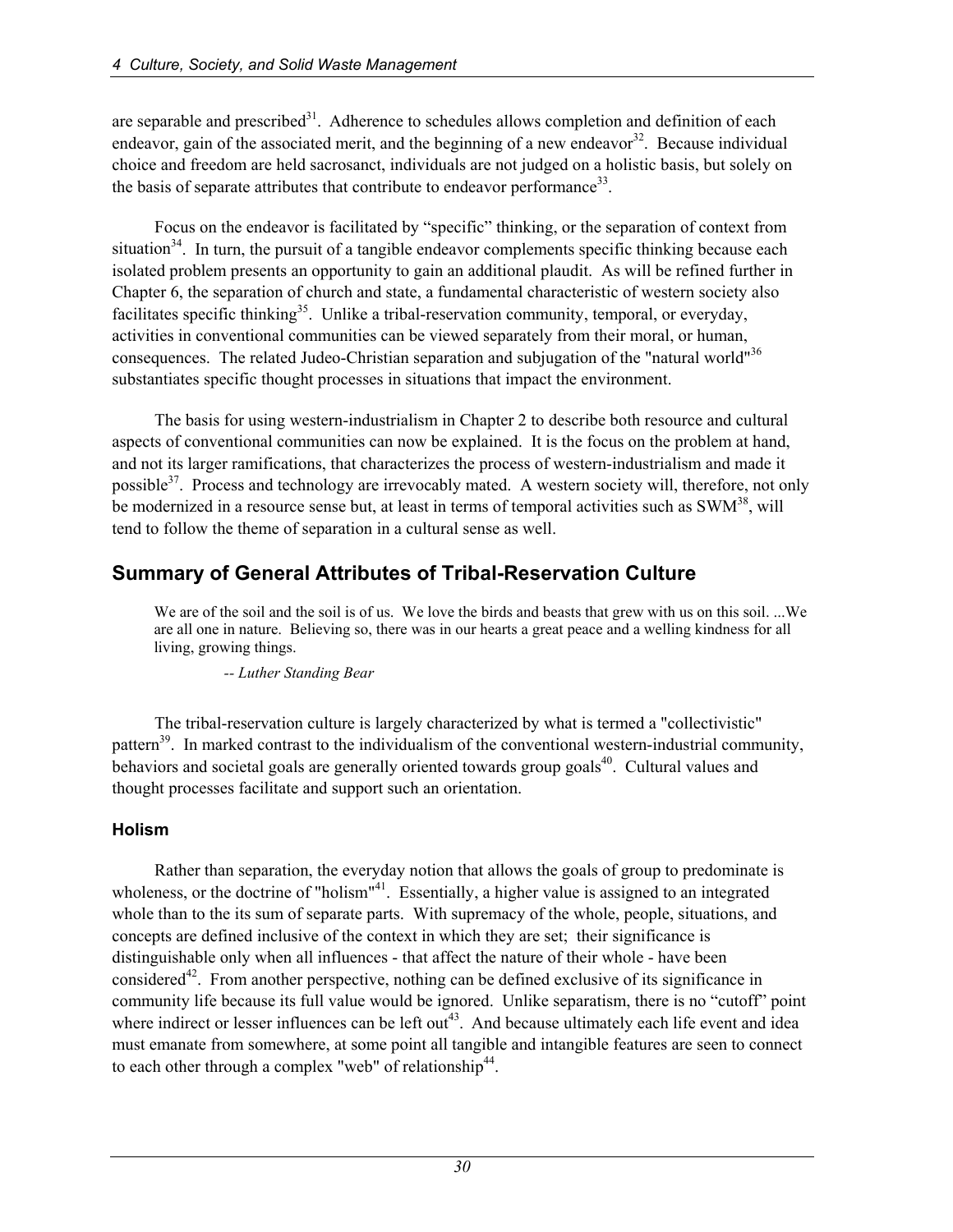are separable and prescribed[31]. Adherence to schedules allows completion and definition of each endeavor, gain of the associated merit, and the beginning of a new endeavor[32]. Because individual choice and freedom are held sacrosanct, individuals are not judged on a holistic basis, but solely on the basis of separate attributes that contribute to endeavor performance[33].

Focus on the endeavor is facilitated by "specific" thinking, or the separation of context from situation[34]. In turn, the pursuit of a tangible endeavor complements specific thinking because each isolated problem presents an opportunity to gain an additional plaudit. As will be refined further in Chapter 6, the separation of church and state, a fundamental characteristic of western society also facilitates specific thinking[35]. Unlike a tribal-reservation community, temporal, or everyday, activities in conventional communities can be viewed separately from their moral, or human, consequences. The related Judeo-Christian separation and subjugation of the "natural world"[36] substantiates specific thought processes in situations that impact the environment.

The basis for using western-industrialism in Chapter 2 to describe both resource and cultural aspects of conventional communities can now be explained. It is the focus on the problem at hand, and not its larger ramifications, that characterizes the process of western-industrialism and made it possible[37]. Process and technology are irrevocably mated. A western society will, therefore, not only be modernized in a resource sense but, at least in terms of temporal activities such as SWM[38], will tend to follow the theme of separation in a cultural sense as well.

## Summary of General Attributes of Tribal-Reservation Culture

> We are of the soil and the soil is of us. We love the birds and beasts that grew with us on this soil. ...We are all one in nature. Believing so, there was in our hearts a great peace and a welling kindness for all living, growing things.
>
> -- *Luther Standing Bear*

The tribal-reservation culture is largely characterized by what is termed a "collectivistic" pattern[39]. In marked contrast to the individualism of the conventional western-industrial community, behaviors and societal goals are generally oriented towards group goals[40]. Cultural values and thought processes facilitate and support such an orientation.

### Holism

Rather than separation, the everyday notion that allows the goals of group to predominate is wholeness, or the doctrine of "holism"[41]. Essentially, a higher value is assigned to an integrated whole than to the its sum of separate parts. With supremacy of the whole, people, situations, and concepts are defined inclusive of the context in which they are set; their significance is distinguishable only when all influences - that affect the nature of their whole - have been considered[42]. From another perspective, nothing can be defined exclusive of its significance in community life because its full value would be ignored. Unlike separatism, there is no "cutoff" point where indirect or lesser influences can be left out[43]. And because ultimately each life event and idea must emanate from somewhere, at some point all tangible and intangible features are seen to connect to each other through a complex "web" of relationship[44].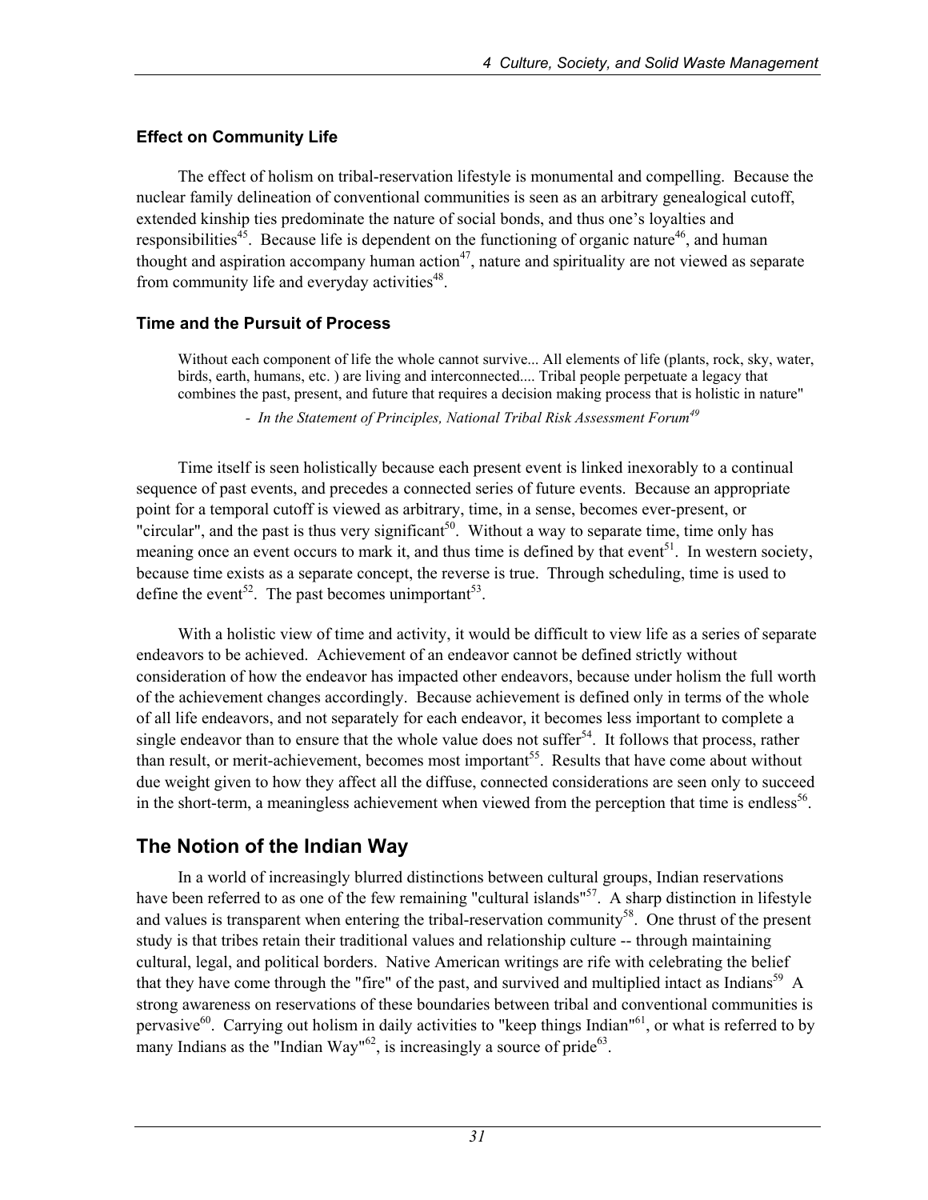### Effect on Community Life

The effect of holism on tribal-reservation lifestyle is monumental and compelling. Because the nuclear family delineation of conventional communities is seen as an arbitrary genealogical cutoff, extended kinship ties predominate the nature of social bonds, and thus one's loyalties and responsibilities[45]. Because life is dependent on the functioning of organic nature[46], and human thought and aspiration accompany human action[47], nature and spirituality are not viewed as separate from community life and everyday activities[48].

### Time and the Pursuit of Process

> Without each component of life the whole cannot survive... All elements of life (plants, rock, sky, water, birds, earth, humans, etc. ) are living and interconnected.... Tribal people perpetuate a legacy that combines the past, present, and future that requires a decision making process that is holistic in nature"
>
> - *In the Statement of Principles, National Tribal Risk Assessment Forum*[49]

Time itself is seen holistically because each present event is linked inexorably to a continual sequence of past events, and precedes a connected series of future events. Because an appropriate point for a temporal cutoff is viewed as arbitrary, time, in a sense, becomes ever-present, or "circular", and the past is thus very significant[50]. Without a way to separate time, time only has meaning once an event occurs to mark it, and thus time is defined by that event[51]. In western society, because time exists as a separate concept, the reverse is true. Through scheduling, time is used to define the event[52]. The past becomes unimportant[53].

With a holistic view of time and activity, it would be difficult to view life as a series of separate endeavors to be achieved. Achievement of an endeavor cannot be defined strictly without consideration of how the endeavor has impacted other endeavors, because under holism the full worth of the achievement changes accordingly. Because achievement is defined only in terms of the whole of all life endeavors, and not separately for each endeavor, it becomes less important to complete a single endeavor than to ensure that the whole value does not suffer[54]. It follows that process, rather than result, or merit-achievement, becomes most important[55]. Results that have come about without due weight given to how they affect all the diffuse, connected considerations are seen only to succeed in the short-term, a meaningless achievement when viewed from the perception that time is endless[56].

## The Notion of the Indian Way

In a world of increasingly blurred distinctions between cultural groups, Indian reservations have been referred to as one of the few remaining "cultural islands"[57]. A sharp distinction in lifestyle and values is transparent when entering the tribal-reservation community[58]. One thrust of the present study is that tribes retain their traditional values and relationship culture -- through maintaining cultural, legal, and political borders. Native American writings are rife with celebrating the belief that they have come through the "fire" of the past, and survived and multiplied intact as Indians[59] A strong awareness on reservations of these boundaries between tribal and conventional communities is pervasive[60]. Carrying out holism in daily activities to "keep things Indian"[61], or what is referred to by many Indians as the "Indian Way"[62], is increasingly a source of pride[63].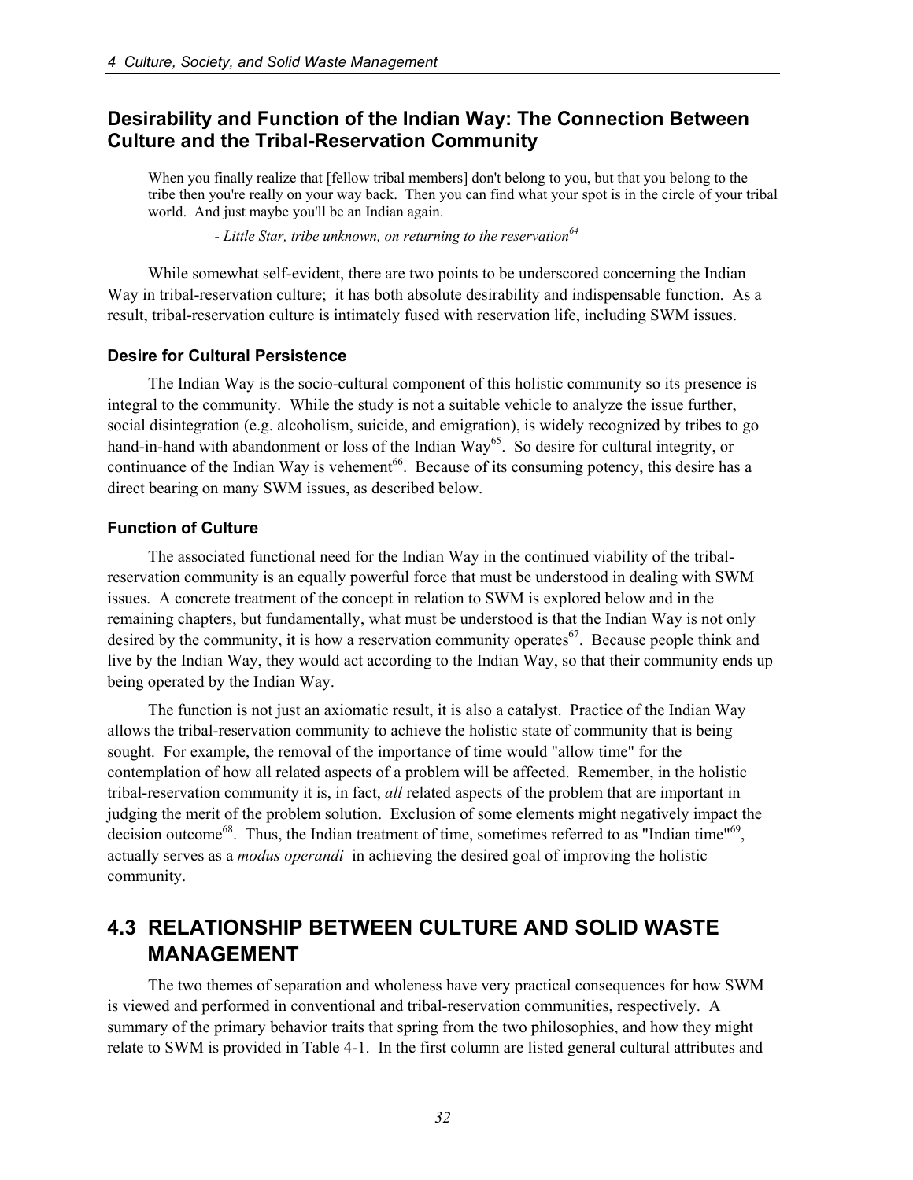## Desirability and Function of the Indian Way: The Connection Between Culture and the Tribal-Reservation Community

> When you finally realize that [fellow tribal members] don't belong to you, but that you belong to the tribe then you're really on your way back. Then you can find what your spot is in the circle of your tribal world. And just maybe you'll be an Indian again.
>
> *- Little Star, tribe unknown, on returning to the reservation*[64]

While somewhat self-evident, there are two points to be underscored concerning the Indian Way in tribal-reservation culture; it has both absolute desirability and indispensable function. As a result, tribal-reservation culture is intimately fused with reservation life, including SWM issues.

### Desire for Cultural Persistence

The Indian Way is the socio-cultural component of this holistic community so its presence is integral to the community. While the study is not a suitable vehicle to analyze the issue further, social disintegration (e.g. alcoholism, suicide, and emigration), is widely recognized by tribes to go hand-in-hand with abandonment or loss of the Indian Way[65]. So desire for cultural integrity, or continuance of the Indian Way is vehement[66]. Because of its consuming potency, this desire has a direct bearing on many SWM issues, as described below.

### Function of Culture

The associated functional need for the Indian Way in the continued viability of the tribal-reservation community is an equally powerful force that must be understood in dealing with SWM issues. A concrete treatment of the concept in relation to SWM is explored below and in the remaining chapters, but fundamentally, what must be understood is that the Indian Way is not only desired by the community, it is how a reservation community operates[67]. Because people think and live by the Indian Way, they would act according to the Indian Way, so that their community ends up being operated by the Indian Way.

The function is not just an axiomatic result, it is also a catalyst. Practice of the Indian Way allows the tribal-reservation community to achieve the holistic state of community that is being sought. For example, the removal of the importance of time would "allow time" for the contemplation of how all related aspects of a problem will be affected. Remember, in the holistic tribal-reservation community it is, in fact, *all* related aspects of the problem that are important in judging the merit of the problem solution. Exclusion of some elements might negatively impact the decision outcome[68]. Thus, the Indian treatment of time, sometimes referred to as "Indian time"[69], actually serves as a *modus operandi* in achieving the desired goal of improving the holistic community.

## 4.3 RELATIONSHIP BETWEEN CULTURE AND SOLID WASTE MANAGEMENT

The two themes of separation and wholeness have very practical consequences for how SWM is viewed and performed in conventional and tribal-reservation communities, respectively. A summary of the primary behavior traits that spring from the two philosophies, and how they might relate to SWM is provided in Table 4-1. In the first column are listed general cultural attributes and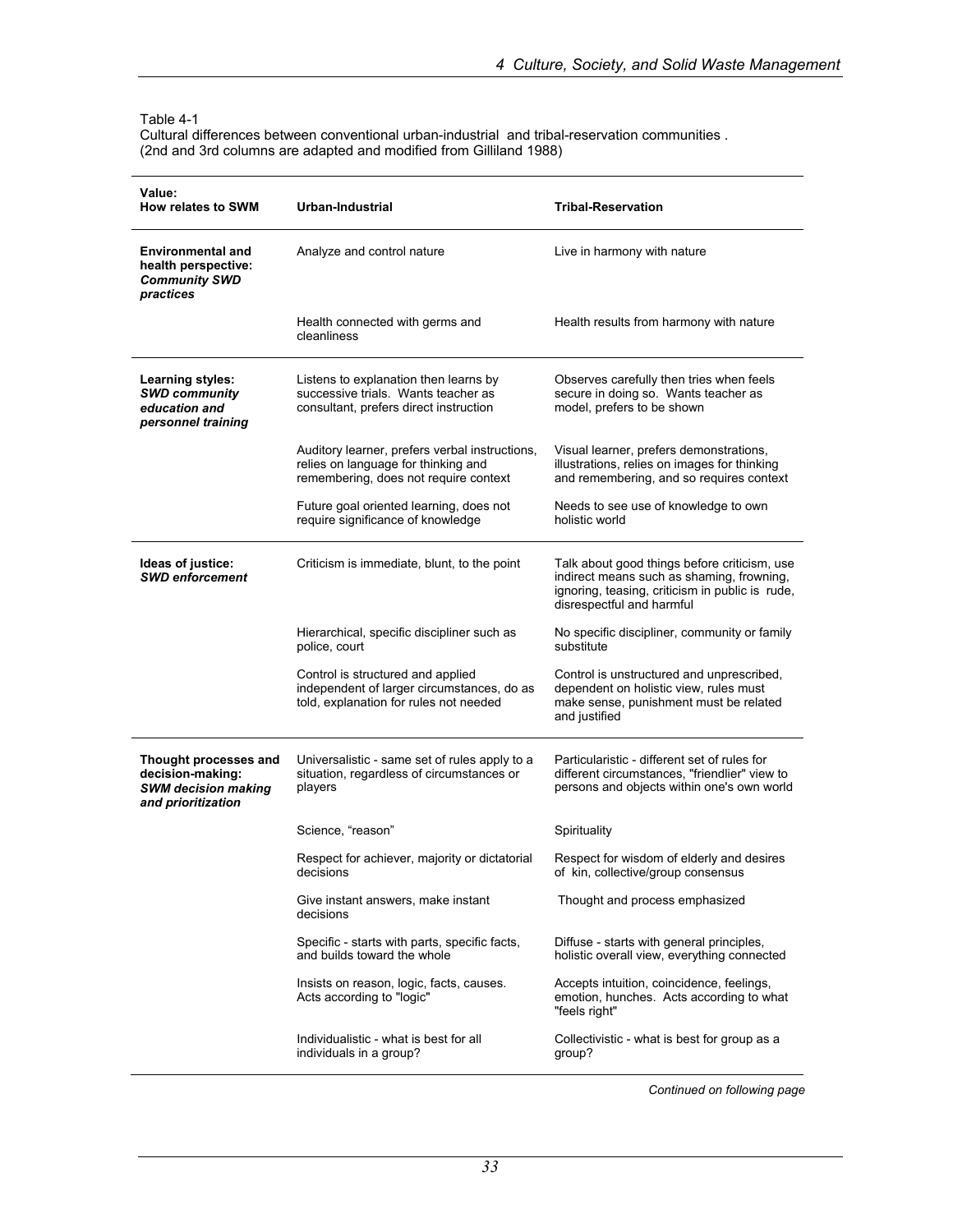Table 4-1
Cultural differences between conventional urban-industrial and tribal-reservation communities .
(2nd and 3rd columns are adapted and modified from Gilliland 1988)

| Value: How relates to SWM | Urban-Industrial | Tribal-Reservation |
|---|---|---|
| **Environmental and health perspective:** ***Community SWD practices*** | Analyze and control nature | Live in harmony with nature |
| | Health connected with germs and cleanliness | Health results from harmony with nature |
| **Learning styles:** ***SWD community education and personnel training*** | Listens to explanation then learns by successive trials. Wants teacher as consultant, prefers direct instruction | Observes carefully then tries when feels secure in doing so. Wants teacher as model, prefers to be shown |
| | Auditory learner, prefers verbal instructions, relies on language for thinking and remembering, does not require context | Visual learner, prefers demonstrations, illustrations, relies on images for thinking and remembering, and so requires context |
| | Future goal oriented learning, does not require significance of knowledge | Needs to see use of knowledge to own holistic world |
| **Ideas of justice:** ***SWD enforcement*** | Criticism is immediate, blunt, to the point | Talk about good things before criticism, use indirect means such as shaming, frowning, ignoring, teasing, criticism in public is rude, disrespectful and harmful |
| | Hierarchical, specific discipliner such as police, court | No specific discipliner, community or family substitute |
| | Control is structured and applied independent of larger circumstances, do as told, explanation for rules not needed | Control is unstructured and unprescribed, dependent on holistic view, rules must make sense, punishment must be related and justified |
| **Thought processes and decision-making:** ***SWM decision making and prioritization*** | Universalistic - same set of rules apply to a situation, regardless of circumstances or players | Particularistic - different set of rules for different circumstances, "friendlier" view to persons and objects within one's own world |
| | Science, "reason" | Spirituality |
| | Respect for achiever, majority or dictatorial decisions | Respect for wisdom of elderly and desires of kin, collective/group consensus |
| | Give instant answers, make instant decisions | Thought and process emphasized |
| | Specific - starts with parts, specific facts, and builds toward the whole | Diffuse - starts with general principles, holistic overall view, everything connected |
| | Insists on reason, logic, facts, causes. Acts according to "logic" | Accepts intuition, coincidence, feelings, emotion, hunches. Acts according to what "feels right" |
| | Individualistic - what is best for all individuals in a group? | Collectivistic - what is best for group as a group? |

*Continued on following page*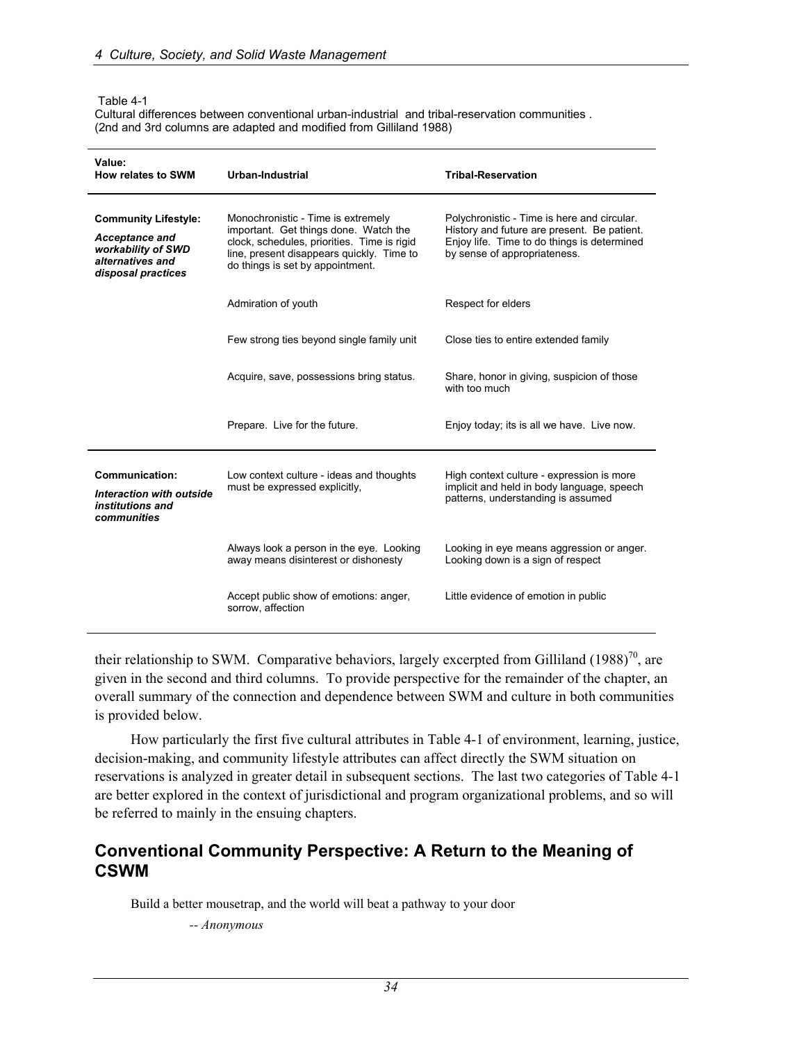Table 4-1
Cultural differences between conventional urban-industrial and tribal-reservation communities.
(2nd and 3rd columns are adapted and modified from Gilliland 1988)

| Value: How relates to SWM | Urban-Industrial | Tribal-Reservation |
|---|---|---|
| **Community Lifestyle:** ***Acceptance and workability of SWD alternatives and disposal practices*** | Monochronistic - Time is extremely important. Get things done. Watch the clock, schedules, priorities. Time is rigid line, present disappears quickly. Time to do things is set by appointment. | Polychronistic - Time is here and circular. History and future are present. Be patient. Enjoy life. Time to do things is determined by sense of appropriateness. |
| | Admiration of youth | Respect for elders |
| | Few strong ties beyond single family unit | Close ties to entire extended family |
| | Acquire, save, possessions bring status. | Share, honor in giving, suspicion of those with too much |
| | Prepare. Live for the future. | Enjoy today; its is all we have. Live now. |
| **Communication:** ***Interaction with outside institutions and communities*** | Low context culture - ideas and thoughts must be expressed explicitly, | High context culture - expression is more implicit and held in body language, speech patterns, understanding is assumed |
| | Always look a person in the eye. Looking away means disinterest or dishonesty | Looking in eye means aggression or anger. Looking down is a sign of respect |
| | Accept public show of emotions: anger, sorrow, affection | Little evidence of emotion in public |

their relationship to SWM. Comparative behaviors, largely excerpted from Gilliland (1988)[70], are given in the second and third columns. To provide perspective for the remainder of the chapter, an overall summary of the connection and dependence between SWM and culture in both communities is provided below.

How particularly the first five cultural attributes in Table 4-1 of environment, learning, justice, decision-making, and community lifestyle attributes can affect directly the SWM situation on reservations is analyzed in greater detail in subsequent sections. The last two categories of Table 4-1 are better explored in the context of jurisdictional and program organizational problems, and so will be referred to mainly in the ensuing chapters.

## Conventional Community Perspective: A Return to the Meaning of CSWM

Build a better mousetrap, and the world will beat a pathway to your door

*-- Anonymous*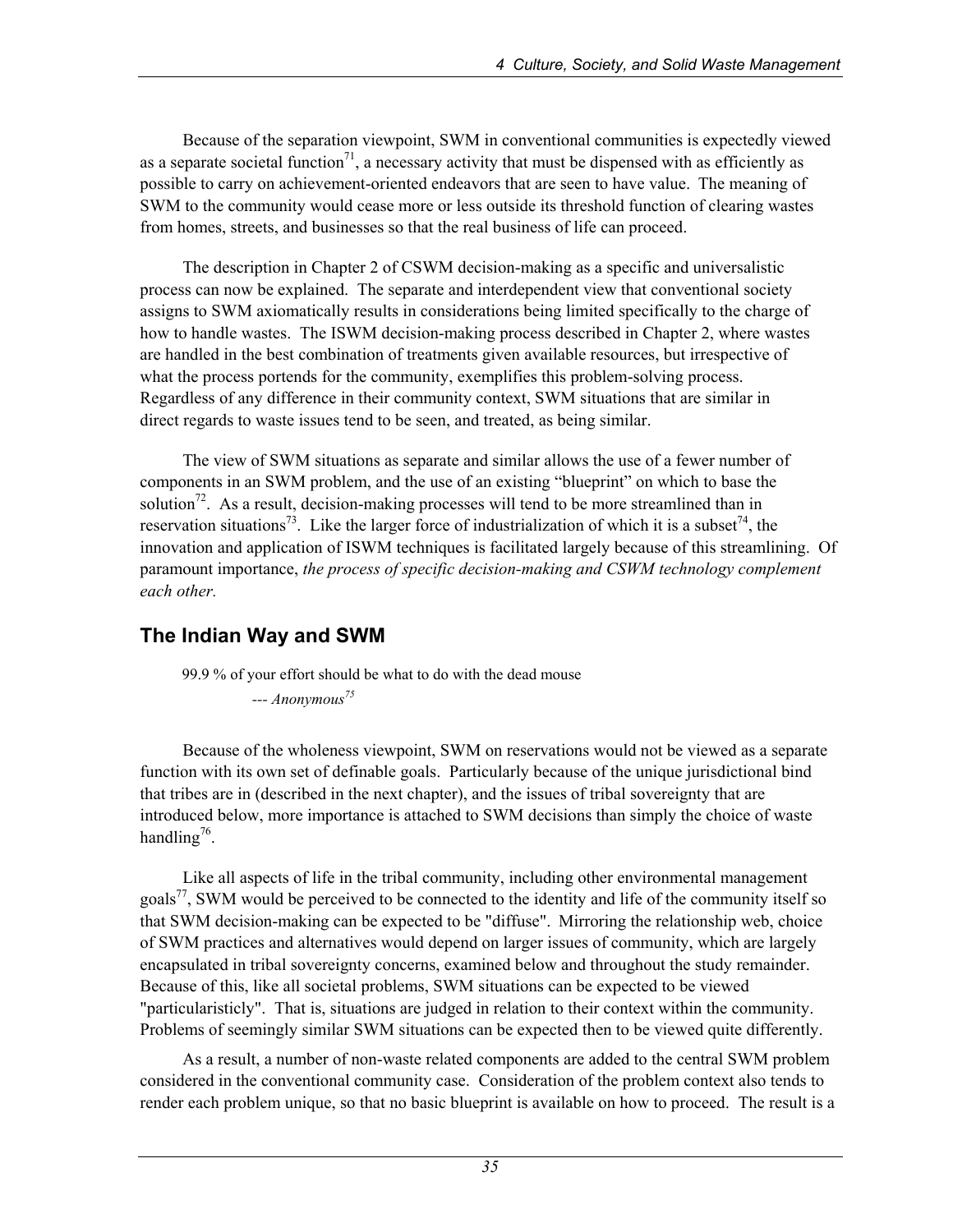Because of the separation viewpoint, SWM in conventional communities is expectedly viewed as a separate societal function[71], a necessary activity that must be dispensed with as efficiently as possible to carry on achievement-oriented endeavors that are seen to have value. The meaning of SWM to the community would cease more or less outside its threshold function of clearing wastes from homes, streets, and businesses so that the real business of life can proceed.

The description in Chapter 2 of CSWM decision-making as a specific and universalistic process can now be explained. The separate and interdependent view that conventional society assigns to SWM axiomatically results in considerations being limited specifically to the charge of how to handle wastes. The ISWM decision-making process described in Chapter 2, where wastes are handled in the best combination of treatments given available resources, but irrespective of what the process portends for the community, exemplifies this problem-solving process. Regardless of any difference in their community context, SWM situations that are similar in direct regards to waste issues tend to be seen, and treated, as being similar.

The view of SWM situations as separate and similar allows the use of a fewer number of components in an SWM problem, and the use of an existing "blueprint" on which to base the solution[72]. As a result, decision-making processes will tend to be more streamlined than in reservation situations[73]. Like the larger force of industrialization of which it is a subset[74], the innovation and application of ISWM techniques is facilitated largely because of this streamlining. Of paramount importance, *the process of specific decision-making and CSWM technology complement each other.*

## The Indian Way and SWM

> 99.9 % of your effort should be what to do with the dead mouse
>
> --- *Anonymous*[75]

Because of the wholeness viewpoint, SWM on reservations would not be viewed as a separate function with its own set of definable goals. Particularly because of the unique jurisdictional bind that tribes are in (described in the next chapter), and the issues of tribal sovereignty that are introduced below, more importance is attached to SWM decisions than simply the choice of waste handling[76].

Like all aspects of life in the tribal community, including other environmental management goals[77], SWM would be perceived to be connected to the identity and life of the community itself so that SWM decision-making can be expected to be "diffuse". Mirroring the relationship web, choice of SWM practices and alternatives would depend on larger issues of community, which are largely encapsulated in tribal sovereignty concerns, examined below and throughout the study remainder. Because of this, like all societal problems, SWM situations can be expected to be viewed "particularisticly". That is, situations are judged in relation to their context within the community. Problems of seemingly similar SWM situations can be expected then to be viewed quite differently.

As a result, a number of non-waste related components are added to the central SWM problem considered in the conventional community case. Consideration of the problem context also tends to render each problem unique, so that no basic blueprint is available on how to proceed. The result is a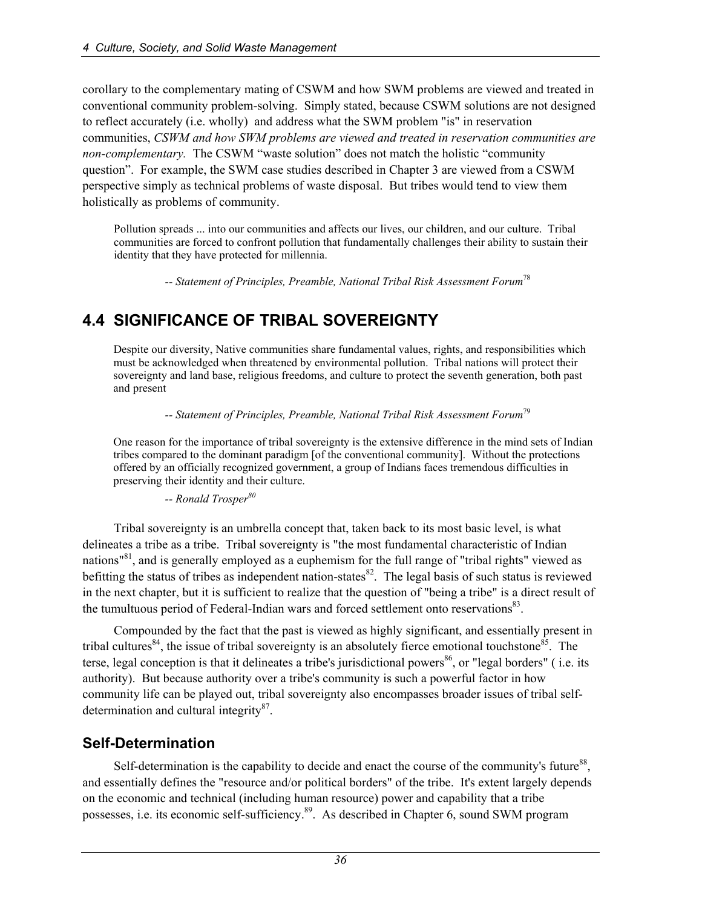corollary to the complementary mating of CSWM and how SWM problems are viewed and treated in conventional community problem-solving. Simply stated, because CSWM solutions are not designed to reflect accurately (i.e. wholly) and address what the SWM problem "is" in reservation communities, *CSWM and how SWM problems are viewed and treated in reservation communities are non-complementary.* The CSWM "waste solution" does not match the holistic "community question". For example, the SWM case studies described in Chapter 3 are viewed from a CSWM perspective simply as technical problems of waste disposal. But tribes would tend to view them holistically as problems of community.

> Pollution spreads ... into our communities and affects our lives, our children, and our culture. Tribal communities are forced to confront pollution that fundamentally challenges their ability to sustain their identity that they have protected for millennia.
>
> *-- Statement of Principles, Preamble, National Tribal Risk Assessment Forum*[78]

## 4.4 SIGNIFICANCE OF TRIBAL SOVEREIGNTY

> Despite our diversity, Native communities share fundamental values, rights, and responsibilities which must be acknowledged when threatened by environmental pollution. Tribal nations will protect their sovereignty and land base, religious freedoms, and culture to protect the seventh generation, both past and present
>
> *-- Statement of Principles, Preamble, National Tribal Risk Assessment Forum*[79]

> One reason for the importance of tribal sovereignty is the extensive difference in the mind sets of Indian tribes compared to the dominant paradigm [of the conventional community]. Without the protections offered by an officially recognized government, a group of Indians faces tremendous difficulties in preserving their identity and their culture.
>
> *-- Ronald Trosper*[80]

Tribal sovereignty is an umbrella concept that, taken back to its most basic level, is what delineates a tribe as a tribe. Tribal sovereignty is "the most fundamental characteristic of Indian nations"[81], and is generally employed as a euphemism for the full range of "tribal rights" viewed as befitting the status of tribes as independent nation-states[82]. The legal basis of such status is reviewed in the next chapter, but it is sufficient to realize that the question of "being a tribe" is a direct result of the tumultuous period of Federal-Indian wars and forced settlement onto reservations[83].

Compounded by the fact that the past is viewed as highly significant, and essentially present in tribal cultures[84], the issue of tribal sovereignty is an absolutely fierce emotional touchstone[85]. The terse, legal conception is that it delineates a tribe's jurisdictional powers[86], or "legal borders" ( i.e. its authority). But because authority over a tribe's community is such a powerful factor in how community life can be played out, tribal sovereignty also encompasses broader issues of tribal self-determination and cultural integrity[87].

### Self-Determination

Self-determination is the capability to decide and enact the course of the community's future[88], and essentially defines the "resource and/or political borders" of the tribe. It's extent largely depends on the economic and technical (including human resource) power and capability that a tribe possesses, i.e. its economic self-sufficiency.[89]. As described in Chapter 6, sound SWM program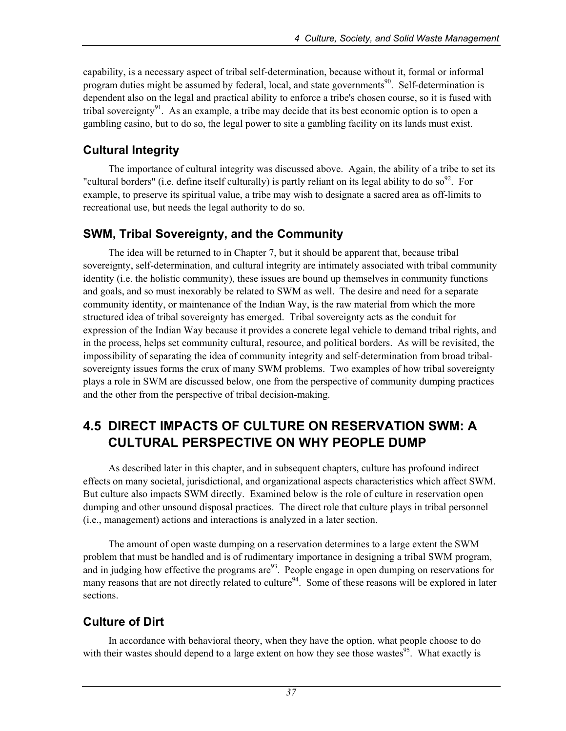capability, is a necessary aspect of tribal self-determination, because without it, formal or informal program duties might be assumed by federal, local, and state governments[90]. Self-determination is dependent also on the legal and practical ability to enforce a tribe's chosen course, so it is fused with tribal sovereignty[91]. As an example, a tribe may decide that its best economic option is to open a gambling casino, but to do so, the legal power to site a gambling facility on its lands must exist.

### Cultural Integrity

The importance of cultural integrity was discussed above. Again, the ability of a tribe to set its "cultural borders" (i.e. define itself culturally) is partly reliant on its legal ability to do so[92]. For example, to preserve its spiritual value, a tribe may wish to designate a sacred area as off-limits to recreational use, but needs the legal authority to do so.

### SWM, Tribal Sovereignty, and the Community

The idea will be returned to in Chapter 7, but it should be apparent that, because tribal sovereignty, self-determination, and cultural integrity are intimately associated with tribal community identity (i.e. the holistic community), these issues are bound up themselves in community functions and goals, and so must inexorably be related to SWM as well. The desire and need for a separate community identity, or maintenance of the Indian Way, is the raw material from which the more structured idea of tribal sovereignty has emerged. Tribal sovereignty acts as the conduit for expression of the Indian Way because it provides a concrete legal vehicle to demand tribal rights, and in the process, helps set community cultural, resource, and political borders. As will be revisited, the impossibility of separating the idea of community integrity and self-determination from broad tribal-sovereignty issues forms the crux of many SWM problems. Two examples of how tribal sovereignty plays a role in SWM are discussed below, one from the perspective of community dumping practices and the other from the perspective of tribal decision-making.

## 4.5 DIRECT IMPACTS OF CULTURE ON RESERVATION SWM: A CULTURAL PERSPECTIVE ON WHY PEOPLE DUMP

As described later in this chapter, and in subsequent chapters, culture has profound indirect effects on many societal, jurisdictional, and organizational aspects characteristics which affect SWM. But culture also impacts SWM directly. Examined below is the role of culture in reservation open dumping and other unsound disposal practices. The direct role that culture plays in tribal personnel (i.e., management) actions and interactions is analyzed in a later section.

The amount of open waste dumping on a reservation determines to a large extent the SWM problem that must be handled and is of rudimentary importance in designing a tribal SWM program, and in judging how effective the programs are[93]. People engage in open dumping on reservations for many reasons that are not directly related to culture[94]. Some of these reasons will be explored in later sections.

### Culture of Dirt

In accordance with behavioral theory, when they have the option, what people choose to do with their wastes should depend to a large extent on how they see those wastes[95]. What exactly is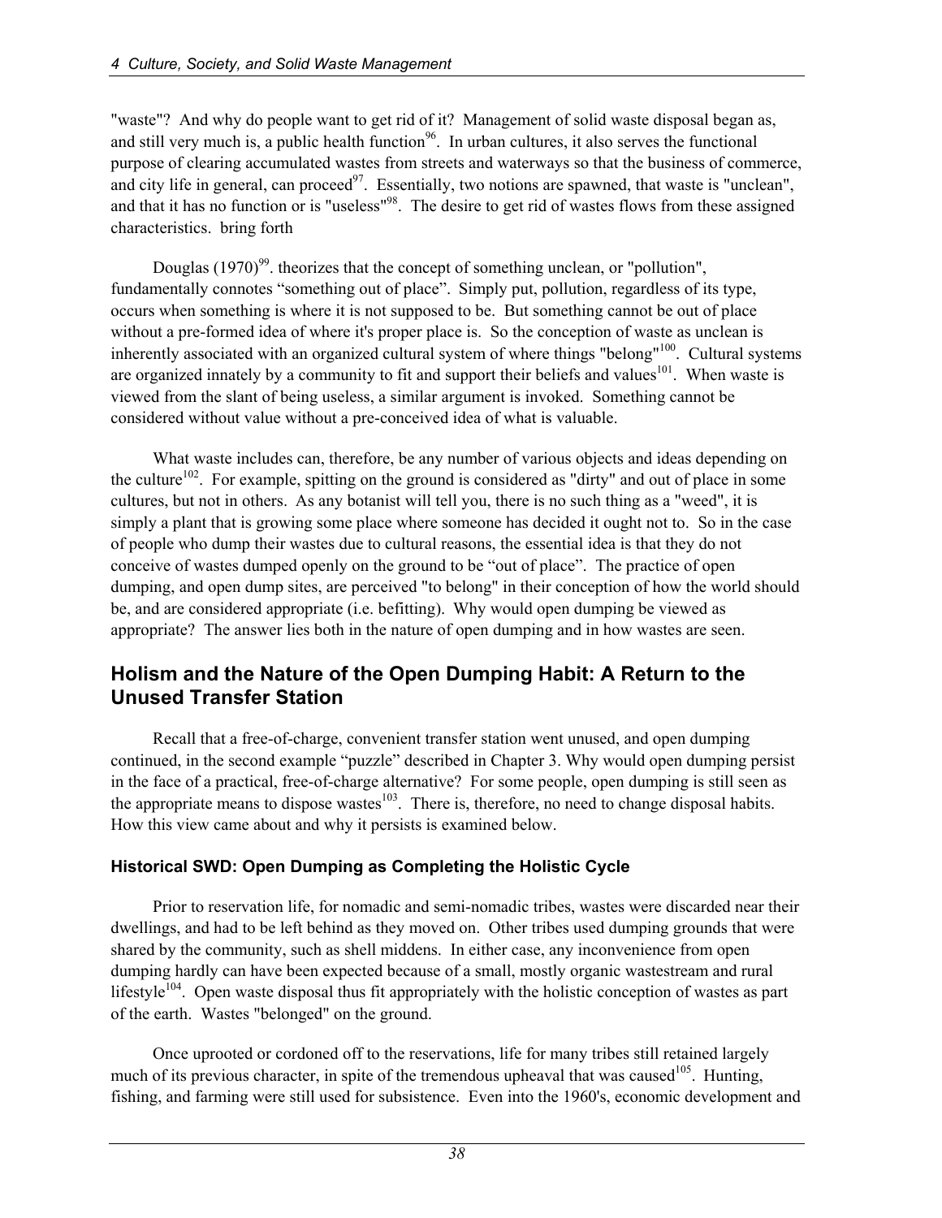"waste"? And why do people want to get rid of it? Management of solid waste disposal began as, and still very much is, a public health function[96]. In urban cultures, it also serves the functional purpose of clearing accumulated wastes from streets and waterways so that the business of commerce, and city life in general, can proceed[97]. Essentially, two notions are spawned, that waste is "unclean", and that it has no function or is "useless"[98]. The desire to get rid of wastes flows from these assigned characteristics. bring forth

Douglas (1970)[99]. theorizes that the concept of something unclean, or "pollution", fundamentally connotes "something out of place". Simply put, pollution, regardless of its type, occurs when something is where it is not supposed to be. But something cannot be out of place without a pre-formed idea of where it's proper place is. So the conception of waste as unclean is inherently associated with an organized cultural system of where things "belong"[100]. Cultural systems are organized innately by a community to fit and support their beliefs and values[101]. When waste is viewed from the slant of being useless, a similar argument is invoked. Something cannot be considered without value without a pre-conceived idea of what is valuable.

What waste includes can, therefore, be any number of various objects and ideas depending on the culture[102]. For example, spitting on the ground is considered as "dirty" and out of place in some cultures, but not in others. As any botanist will tell you, there is no such thing as a "weed", it is simply a plant that is growing some place where someone has decided it ought not to. So in the case of people who dump their wastes due to cultural reasons, the essential idea is that they do not conceive of wastes dumped openly on the ground to be "out of place". The practice of open dumping, and open dump sites, are perceived "to belong" in their conception of how the world should be, and are considered appropriate (i.e. befitting). Why would open dumping be viewed as appropriate? The answer lies both in the nature of open dumping and in how wastes are seen.

## Holism and the Nature of the Open Dumping Habit: A Return to the Unused Transfer Station

Recall that a free-of-charge, convenient transfer station went unused, and open dumping continued, in the second example "puzzle" described in Chapter 3. Why would open dumping persist in the face of a practical, free-of-charge alternative? For some people, open dumping is still seen as the appropriate means to dispose wastes[103]. There is, therefore, no need to change disposal habits. How this view came about and why it persists is examined below.

### Historical SWD: Open Dumping as Completing the Holistic Cycle

Prior to reservation life, for nomadic and semi-nomadic tribes, wastes were discarded near their dwellings, and had to be left behind as they moved on. Other tribes used dumping grounds that were shared by the community, such as shell middens. In either case, any inconvenience from open dumping hardly can have been expected because of a small, mostly organic wastestream and rural lifestyle[104]. Open waste disposal thus fit appropriately with the holistic conception of wastes as part of the earth. Wastes "belonged" on the ground.

Once uprooted or cordoned off to the reservations, life for many tribes still retained largely much of its previous character, in spite of the tremendous upheaval that was caused[105]. Hunting, fishing, and farming were still used for subsistence. Even into the 1960's, economic development and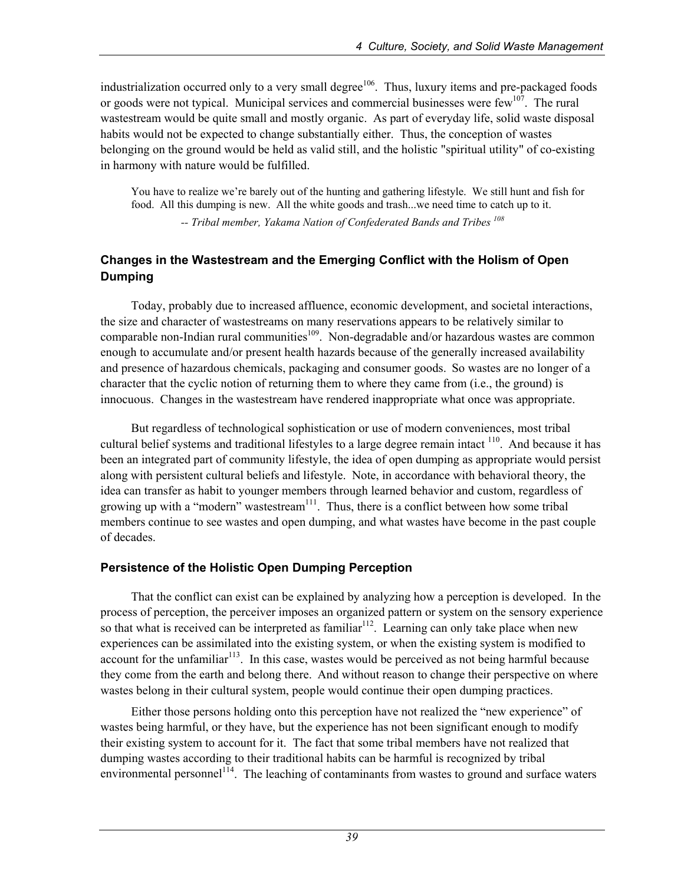industrialization occurred only to a very small degree[106]. Thus, luxury items and pre-packaged foods or goods were not typical. Municipal services and commercial businesses were few[107]. The rural wastestream would be quite small and mostly organic. As part of everyday life, solid waste disposal habits would not be expected to change substantially either. Thus, the conception of wastes belonging on the ground would be held as valid still, and the holistic "spiritual utility" of co-existing in harmony with nature would be fulfilled.

> You have to realize we're barely out of the hunting and gathering lifestyle. We still hunt and fish for food. All this dumping is new. All the white goods and trash...we need time to catch up to it.
>
> *-- Tribal member, Yakama Nation of Confederated Bands and Tribes* [108]

### Changes in the Wastestream and the Emerging Conflict with the Holism of Open Dumping

Today, probably due to increased affluence, economic development, and societal interactions, the size and character of wastestreams on many reservations appears to be relatively similar to comparable non-Indian rural communities[109]. Non-degradable and/or hazardous wastes are common enough to accumulate and/or present health hazards because of the generally increased availability and presence of hazardous chemicals, packaging and consumer goods. So wastes are no longer of a character that the cyclic notion of returning them to where they came from (i.e., the ground) is innocuous. Changes in the wastestream have rendered inappropriate what once was appropriate.

But regardless of technological sophistication or use of modern conveniences, most tribal cultural belief systems and traditional lifestyles to a large degree remain intact [110]. And because it has been an integrated part of community lifestyle, the idea of open dumping as appropriate would persist along with persistent cultural beliefs and lifestyle. Note, in accordance with behavioral theory, the idea can transfer as habit to younger members through learned behavior and custom, regardless of growing up with a "modern" wastestream[111]. Thus, there is a conflict between how some tribal members continue to see wastes and open dumping, and what wastes have become in the past couple of decades.

### Persistence of the Holistic Open Dumping Perception

That the conflict can exist can be explained by analyzing how a perception is developed. In the process of perception, the perceiver imposes an organized pattern or system on the sensory experience so that what is received can be interpreted as familiar[112]. Learning can only take place when new experiences can be assimilated into the existing system, or when the existing system is modified to account for the unfamiliar[113]. In this case, wastes would be perceived as not being harmful because they come from the earth and belong there. And without reason to change their perspective on where wastes belong in their cultural system, people would continue their open dumping practices.

Either those persons holding onto this perception have not realized the "new experience" of wastes being harmful, or they have, but the experience has not been significant enough to modify their existing system to account for it. The fact that some tribal members have not realized that dumping wastes according to their traditional habits can be harmful is recognized by tribal environmental personnel[114]. The leaching of contaminants from wastes to ground and surface waters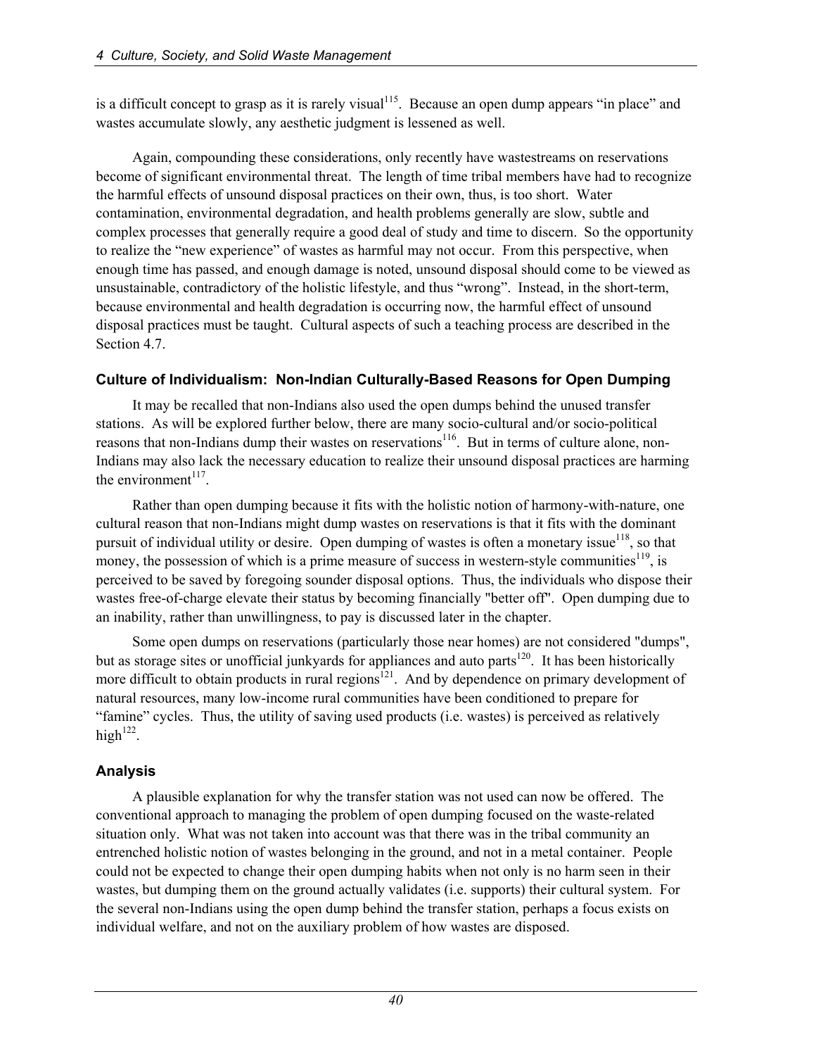is a difficult concept to grasp as it is rarely visual[115]. Because an open dump appears "in place" and wastes accumulate slowly, any aesthetic judgment is lessened as well.

Again, compounding these considerations, only recently have wastestreams on reservations become of significant environmental threat. The length of time tribal members have had to recognize the harmful effects of unsound disposal practices on their own, thus, is too short. Water contamination, environmental degradation, and health problems generally are slow, subtle and complex processes that generally require a good deal of study and time to discern. So the opportunity to realize the "new experience" of wastes as harmful may not occur. From this perspective, when enough time has passed, and enough damage is noted, unsound disposal should come to be viewed as unsustainable, contradictory of the holistic lifestyle, and thus "wrong". Instead, in the short-term, because environmental and health degradation is occurring now, the harmful effect of unsound disposal practices must be taught. Cultural aspects of such a teaching process are described in the Section 4.7.

### Culture of Individualism: Non-Indian Culturally-Based Reasons for Open Dumping

It may be recalled that non-Indians also used the open dumps behind the unused transfer stations. As will be explored further below, there are many socio-cultural and/or socio-political reasons that non-Indians dump their wastes on reservations[116]. But in terms of culture alone, non-Indians may also lack the necessary education to realize their unsound disposal practices are harming the environment[117].

Rather than open dumping because it fits with the holistic notion of harmony-with-nature, one cultural reason that non-Indians might dump wastes on reservations is that it fits with the dominant pursuit of individual utility or desire. Open dumping of wastes is often a monetary issue[118], so that money, the possession of which is a prime measure of success in western-style communities[119], is perceived to be saved by foregoing sounder disposal options. Thus, the individuals who dispose their wastes free-of-charge elevate their status by becoming financially "better off". Open dumping due to an inability, rather than unwillingness, to pay is discussed later in the chapter.

Some open dumps on reservations (particularly those near homes) are not considered "dumps", but as storage sites or unofficial junkyards for appliances and auto parts[120]. It has been historically more difficult to obtain products in rural regions[121]. And by dependence on primary development of natural resources, many low-income rural communities have been conditioned to prepare for "famine" cycles. Thus, the utility of saving used products (i.e. wastes) is perceived as relatively high[122].

### Analysis

A plausible explanation for why the transfer station was not used can now be offered. The conventional approach to managing the problem of open dumping focused on the waste-related situation only. What was not taken into account was that there was in the tribal community an entrenched holistic notion of wastes belonging in the ground, and not in a metal container. People could not be expected to change their open dumping habits when not only is no harm seen in their wastes, but dumping them on the ground actually validates (i.e. supports) their cultural system. For the several non-Indians using the open dump behind the transfer station, perhaps a focus exists on individual welfare, and not on the auxiliary problem of how wastes are disposed.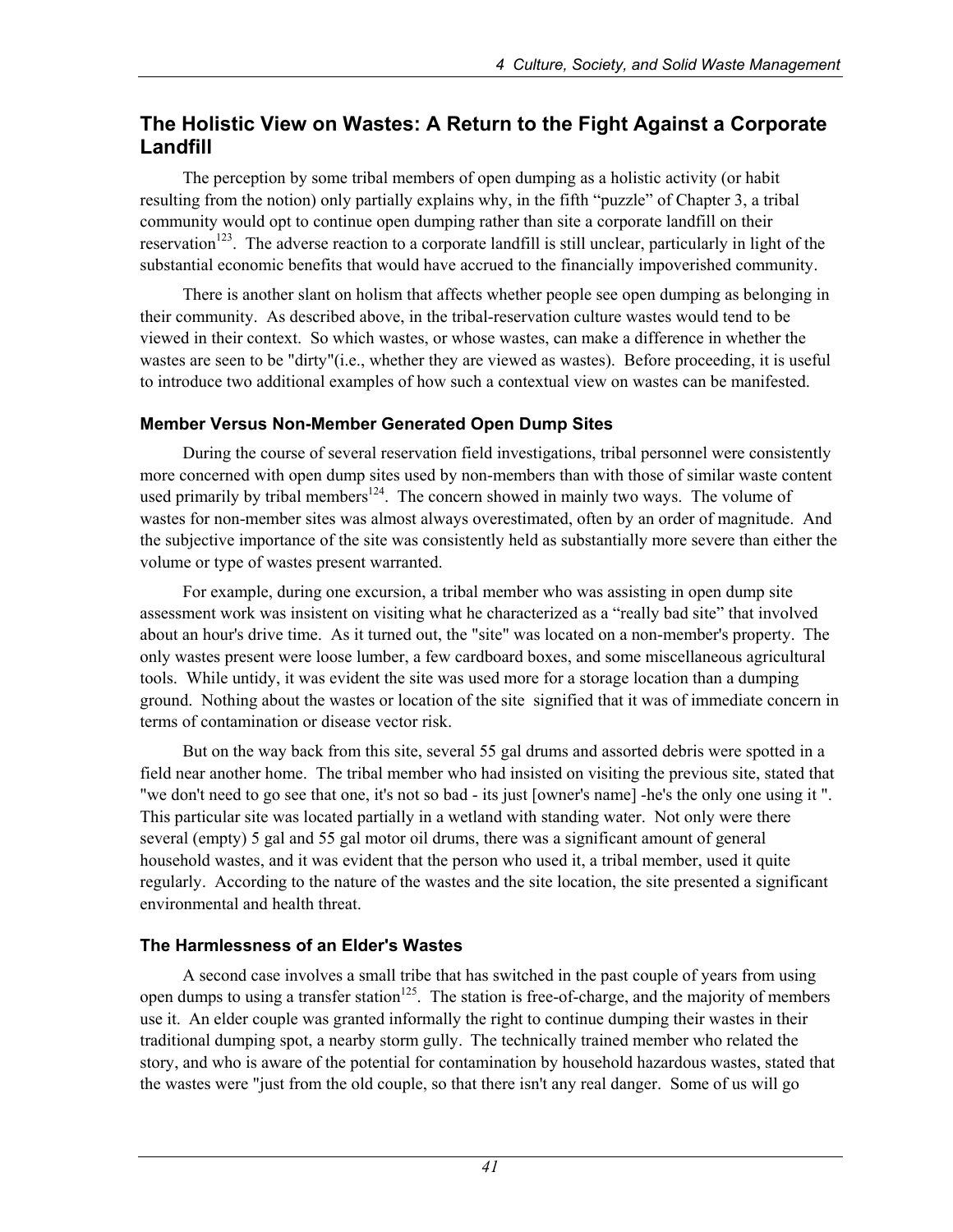## The Holistic View on Wastes: A Return to the Fight Against a Corporate Landfill

The perception by some tribal members of open dumping as a holistic activity (or habit resulting from the notion) only partially explains why, in the fifth "puzzle" of Chapter 3, a tribal community would opt to continue open dumping rather than site a corporate landfill on their reservation[123]. The adverse reaction to a corporate landfill is still unclear, particularly in light of the substantial economic benefits that would have accrued to the financially impoverished community.

There is another slant on holism that affects whether people see open dumping as belonging in their community. As described above, in the tribal-reservation culture wastes would tend to be viewed in their context. So which wastes, or whose wastes, can make a difference in whether the wastes are seen to be "dirty"(i.e., whether they are viewed as wastes). Before proceeding, it is useful to introduce two additional examples of how such a contextual view on wastes can be manifested.

### Member Versus Non-Member Generated Open Dump Sites

During the course of several reservation field investigations, tribal personnel were consistently more concerned with open dump sites used by non-members than with those of similar waste content used primarily by tribal members[124]. The concern showed in mainly two ways. The volume of wastes for non-member sites was almost always overestimated, often by an order of magnitude. And the subjective importance of the site was consistently held as substantially more severe than either the volume or type of wastes present warranted.

For example, during one excursion, a tribal member who was assisting in open dump site assessment work was insistent on visiting what he characterized as a "really bad site" that involved about an hour's drive time. As it turned out, the "site" was located on a non-member's property. The only wastes present were loose lumber, a few cardboard boxes, and some miscellaneous agricultural tools. While untidy, it was evident the site was used more for a storage location than a dumping ground. Nothing about the wastes or location of the site signified that it was of immediate concern in terms of contamination or disease vector risk.

But on the way back from this site, several 55 gal drums and assorted debris were spotted in a field near another home. The tribal member who had insisted on visiting the previous site, stated that "we don't need to go see that one, it's not so bad - its just [owner's name] -he's the only one using it ". This particular site was located partially in a wetland with standing water. Not only were there several (empty) 5 gal and 55 gal motor oil drums, there was a significant amount of general household wastes, and it was evident that the person who used it, a tribal member, used it quite regularly. According to the nature of the wastes and the site location, the site presented a significant environmental and health threat.

### The Harmlessness of an Elder's Wastes

A second case involves a small tribe that has switched in the past couple of years from using open dumps to using a transfer station[125]. The station is free-of-charge, and the majority of members use it. An elder couple was granted informally the right to continue dumping their wastes in their traditional dumping spot, a nearby storm gully. The technically trained member who related the story, and who is aware of the potential for contamination by household hazardous wastes, stated that the wastes were "just from the old couple, so that there isn't any real danger. Some of us will go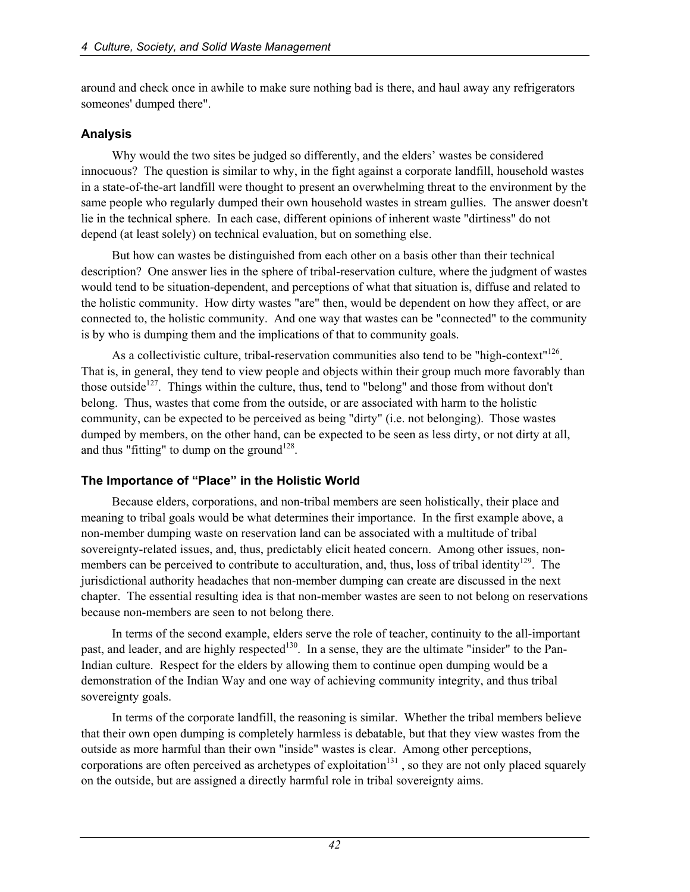around and check once in awhile to make sure nothing bad is there, and haul away any refrigerators someones' dumped there".

### Analysis

Why would the two sites be judged so differently, and the elders' wastes be considered innocuous? The question is similar to why, in the fight against a corporate landfill, household wastes in a state-of-the-art landfill were thought to present an overwhelming threat to the environment by the same people who regularly dumped their own household wastes in stream gullies. The answer doesn't lie in the technical sphere. In each case, different opinions of inherent waste "dirtiness" do not depend (at least solely) on technical evaluation, but on something else.

But how can wastes be distinguished from each other on a basis other than their technical description? One answer lies in the sphere of tribal-reservation culture, where the judgment of wastes would tend to be situation-dependent, and perceptions of what that situation is, diffuse and related to the holistic community. How dirty wastes "are" then, would be dependent on how they affect, or are connected to, the holistic community. And one way that wastes can be "connected" to the community is by who is dumping them and the implications of that to community goals.

As a collectivistic culture, tribal-reservation communities also tend to be "high-context"[126]. That is, in general, they tend to view people and objects within their group much more favorably than those outside[127]. Things within the culture, thus, tend to "belong" and those from without don't belong. Thus, wastes that come from the outside, or are associated with harm to the holistic community, can be expected to be perceived as being "dirty" (i.e. not belonging). Those wastes dumped by members, on the other hand, can be expected to be seen as less dirty, or not dirty at all, and thus "fitting" to dump on the ground[128].

### The Importance of "Place" in the Holistic World

Because elders, corporations, and non-tribal members are seen holistically, their place and meaning to tribal goals would be what determines their importance. In the first example above, a non-member dumping waste on reservation land can be associated with a multitude of tribal sovereignty-related issues, and, thus, predictably elicit heated concern. Among other issues, non-members can be perceived to contribute to acculturation, and, thus, loss of tribal identity[129]. The jurisdictional authority headaches that non-member dumping can create are discussed in the next chapter. The essential resulting idea is that non-member wastes are seen to not belong on reservations because non-members are seen to not belong there.

In terms of the second example, elders serve the role of teacher, continuity to the all-important past, and leader, and are highly respected[130]. In a sense, they are the ultimate "insider" to the Pan-Indian culture. Respect for the elders by allowing them to continue open dumping would be a demonstration of the Indian Way and one way of achieving community integrity, and thus tribal sovereignty goals.

In terms of the corporate landfill, the reasoning is similar. Whether the tribal members believe that their own open dumping is completely harmless is debatable, but that they view wastes from the outside as more harmful than their own "inside" wastes is clear. Among other perceptions, corporations are often perceived as archetypes of exploitation[131] , so they are not only placed squarely on the outside, but are assigned a directly harmful role in tribal sovereignty aims.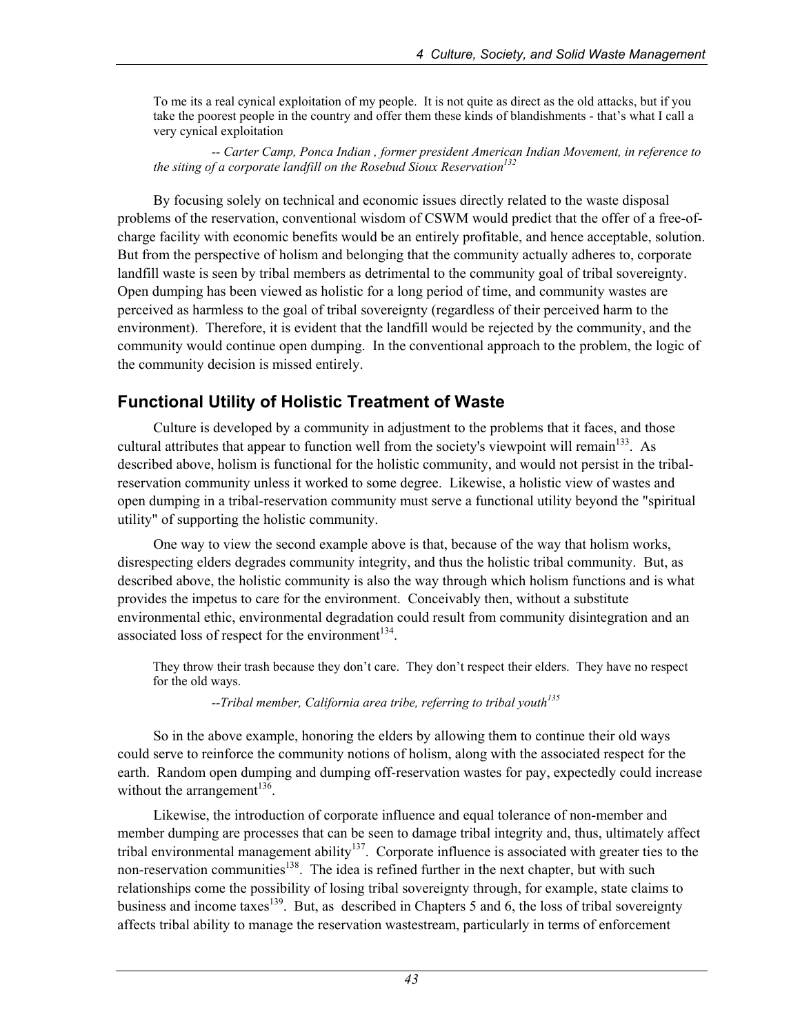> To me its a real cynical exploitation of my people. It is not quite as direct as the old attacks, but if you take the poorest people in the country and offer them these kinds of blandishments - that's what I call a very cynical exploitation
>
> *-- Carter Camp, Ponca Indian , former president American Indian Movement, in reference to the siting of a corporate landfill on the Rosebud Sioux Reservation*[132]

By focusing solely on technical and economic issues directly related to the waste disposal problems of the reservation, conventional wisdom of CSWM would predict that the offer of a free-of-charge facility with economic benefits would be an entirely profitable, and hence acceptable, solution. But from the perspective of holism and belonging that the community actually adheres to, corporate landfill waste is seen by tribal members as detrimental to the community goal of tribal sovereignty. Open dumping has been viewed as holistic for a long period of time, and community wastes are perceived as harmless to the goal of tribal sovereignty (regardless of their perceived harm to the environment). Therefore, it is evident that the landfill would be rejected by the community, and the community would continue open dumping. In the conventional approach to the problem, the logic of the community decision is missed entirely.

## Functional Utility of Holistic Treatment of Waste

Culture is developed by a community in adjustment to the problems that it faces, and those cultural attributes that appear to function well from the society's viewpoint will remain[133]. As described above, holism is functional for the holistic community, and would not persist in the tribal-reservation community unless it worked to some degree. Likewise, a holistic view of wastes and open dumping in a tribal-reservation community must serve a functional utility beyond the "spiritual utility" of supporting the holistic community.

One way to view the second example above is that, because of the way that holism works, disrespecting elders degrades community integrity, and thus the holistic tribal community. But, as described above, the holistic community is also the way through which holism functions and is what provides the impetus to care for the environment. Conceivably then, without a substitute environmental ethic, environmental degradation could result from community disintegration and an associated loss of respect for the environment[134].

> They throw their trash because they don't care. They don't respect their elders. They have no respect for the old ways.
>
> *--Tribal member, California area tribe, referring to tribal youth*[135]

So in the above example, honoring the elders by allowing them to continue their old ways could serve to reinforce the community notions of holism, along with the associated respect for the earth. Random open dumping and dumping off-reservation wastes for pay, expectedly could increase without the arrangement[136].

Likewise, the introduction of corporate influence and equal tolerance of non-member and member dumping are processes that can be seen to damage tribal integrity and, thus, ultimately affect tribal environmental management ability[137]. Corporate influence is associated with greater ties to the non-reservation communities[138]. The idea is refined further in the next chapter, but with such relationships come the possibility of losing tribal sovereignty through, for example, state claims to business and income taxes[139]. But, as described in Chapters 5 and 6, the loss of tribal sovereignty affects tribal ability to manage the reservation wastestream, particularly in terms of enforcement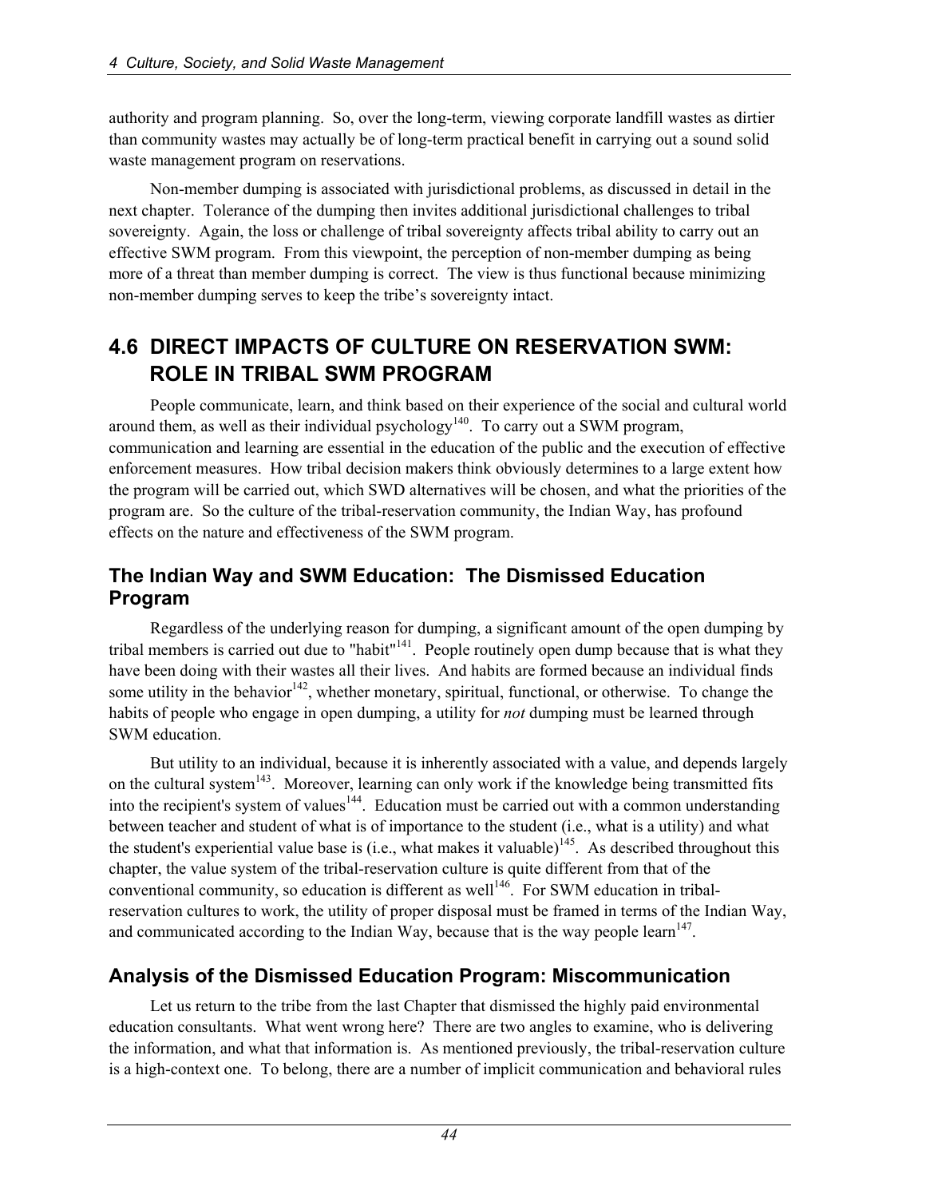authority and program planning. So, over the long-term, viewing corporate landfill wastes as dirtier than community wastes may actually be of long-term practical benefit in carrying out a sound solid waste management program on reservations.

Non-member dumping is associated with jurisdictional problems, as discussed in detail in the next chapter. Tolerance of the dumping then invites additional jurisdictional challenges to tribal sovereignty. Again, the loss or challenge of tribal sovereignty affects tribal ability to carry out an effective SWM program. From this viewpoint, the perception of non-member dumping as being more of a threat than member dumping is correct. The view is thus functional because minimizing non-member dumping serves to keep the tribe's sovereignty intact.

## 4.6 DIRECT IMPACTS OF CULTURE ON RESERVATION SWM: ROLE IN TRIBAL SWM PROGRAM

People communicate, learn, and think based on their experience of the social and cultural world around them, as well as their individual psychology[140]. To carry out a SWM program, communication and learning are essential in the education of the public and the execution of effective enforcement measures. How tribal decision makers think obviously determines to a large extent how the program will be carried out, which SWD alternatives will be chosen, and what the priorities of the program are. So the culture of the tribal-reservation community, the Indian Way, has profound effects on the nature and effectiveness of the SWM program.

### The Indian Way and SWM Education: The Dismissed Education Program

Regardless of the underlying reason for dumping, a significant amount of the open dumping by tribal members is carried out due to "habit"[141]. People routinely open dump because that is what they have been doing with their wastes all their lives. And habits are formed because an individual finds some utility in the behavior[142], whether monetary, spiritual, functional, or otherwise. To change the habits of people who engage in open dumping, a utility for *not* dumping must be learned through SWM education.

But utility to an individual, because it is inherently associated with a value, and depends largely on the cultural system[143]. Moreover, learning can only work if the knowledge being transmitted fits into the recipient's system of values[144]. Education must be carried out with a common understanding between teacher and student of what is of importance to the student (i.e., what is a utility) and what the student's experiential value base is (i.e., what makes it valuable)[145]. As described throughout this chapter, the value system of the tribal-reservation culture is quite different from that of the conventional community, so education is different as well[146]. For SWM education in tribal-reservation cultures to work, the utility of proper disposal must be framed in terms of the Indian Way, and communicated according to the Indian Way, because that is the way people learn[147].

### Analysis of the Dismissed Education Program: Miscommunication

Let us return to the tribe from the last Chapter that dismissed the highly paid environmental education consultants. What went wrong here? There are two angles to examine, who is delivering the information, and what that information is. As mentioned previously, the tribal-reservation culture is a high-context one. To belong, there are a number of implicit communication and behavioral rules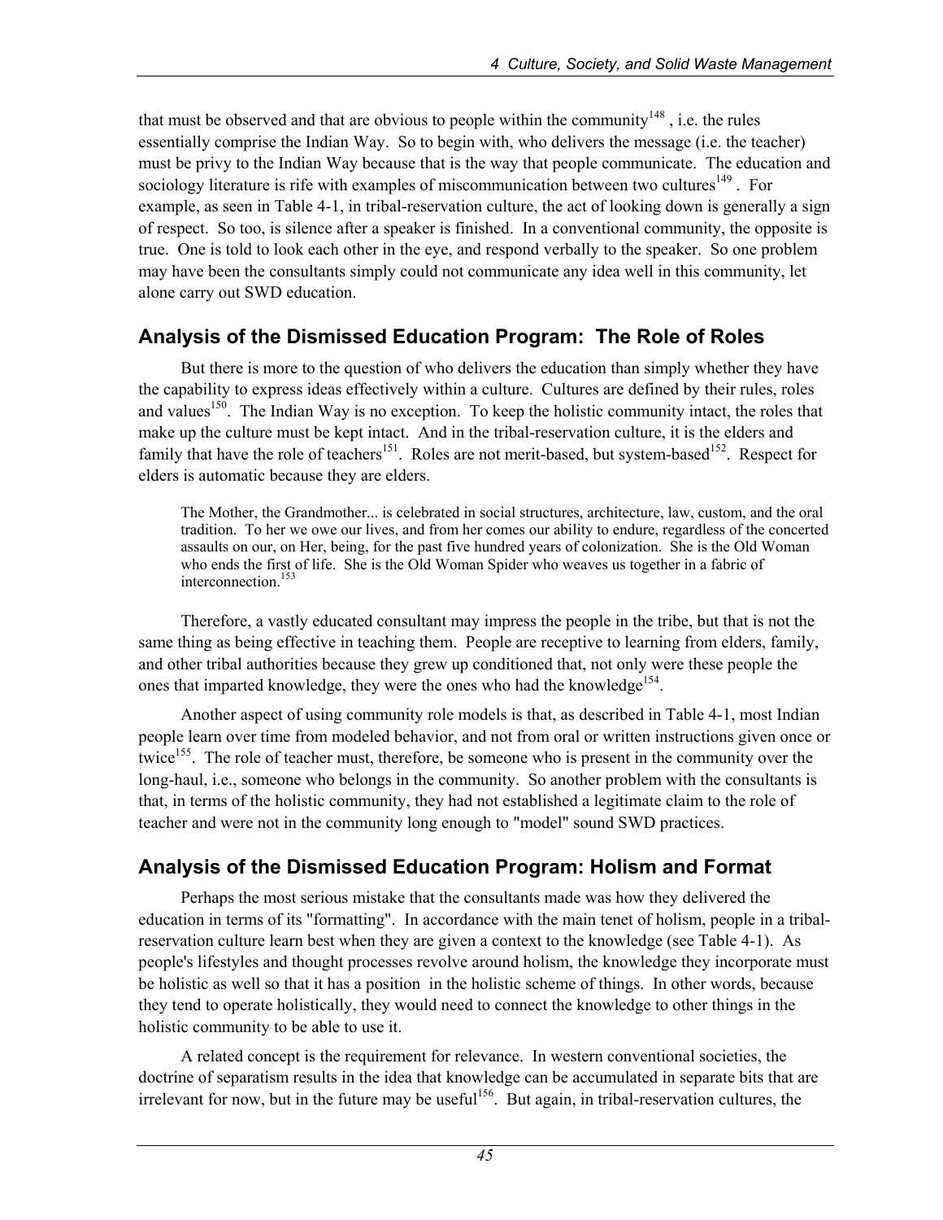that must be observed and that are obvious to people within the community[148] , i.e. the rules essentially comprise the Indian Way. So to begin with, who delivers the message (i.e. the teacher) must be privy to the Indian Way because that is the way that people communicate. The education and sociology literature is rife with examples of miscommunication between two cultures[149] . For example, as seen in Table 4-1, in tribal-reservation culture, the act of looking down is generally a sign of respect. So too, is silence after a speaker is finished. In a conventional community, the opposite is true. One is told to look each other in the eye, and respond verbally to the speaker. So one problem may have been the consultants simply could not communicate any idea well in this community, let alone carry out SWD education.

## Analysis of the Dismissed Education Program: The Role of Roles

But there is more to the question of who delivers the education than simply whether they have the capability to express ideas effectively within a culture. Cultures are defined by their rules, roles and values[150]. The Indian Way is no exception. To keep the holistic community intact, the roles that make up the culture must be kept intact. And in the tribal-reservation culture, it is the elders and family that have the role of teachers[151]. Roles are not merit-based, but system-based[152]. Respect for elders is automatic because they are elders.

> The Mother, the Grandmother... is celebrated in social structures, architecture, law, custom, and the oral tradition. To her we owe our lives, and from her comes our ability to endure, regardless of the concerted assaults on our, on Her, being, for the past five hundred years of colonization. She is the Old Woman who ends the first of life. She is the Old Woman Spider who weaves us together in a fabric of interconnection.[153]

Therefore, a vastly educated consultant may impress the people in the tribe, but that is not the same thing as being effective in teaching them. People are receptive to learning from elders, family, and other tribal authorities because they grew up conditioned that, not only were these people the ones that imparted knowledge, they were the ones who had the knowledge[154].

Another aspect of using community role models is that, as described in Table 4-1, most Indian people learn over time from modeled behavior, and not from oral or written instructions given once or twice[155]. The role of teacher must, therefore, be someone who is present in the community over the long-haul, i.e., someone who belongs in the community. So another problem with the consultants is that, in terms of the holistic community, they had not established a legitimate claim to the role of teacher and were not in the community long enough to "model" sound SWD practices.

## Analysis of the Dismissed Education Program: Holism and Format

Perhaps the most serious mistake that the consultants made was how they delivered the education in terms of its "formatting". In accordance with the main tenet of holism, people in a tribal-reservation culture learn best when they are given a context to the knowledge (see Table 4-1). As people's lifestyles and thought processes revolve around holism, the knowledge they incorporate must be holistic as well so that it has a position in the holistic scheme of things. In other words, because they tend to operate holistically, they would need to connect the knowledge to other things in the holistic community to be able to use it.

A related concept is the requirement for relevance. In western conventional societies, the doctrine of separatism results in the idea that knowledge can be accumulated in separate bits that are irrelevant for now, but in the future may be useful[156]. But again, in tribal-reservation cultures, the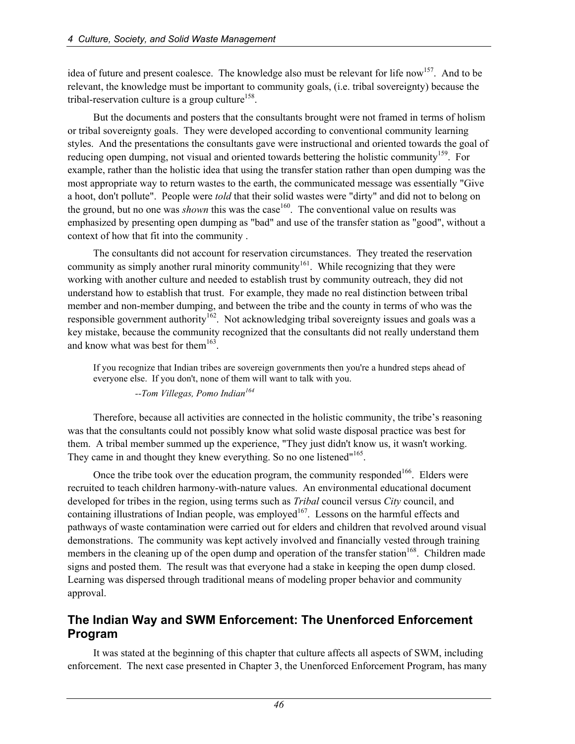idea of future and present coalesce. The knowledge also must be relevant for life now[157]. And to be relevant, the knowledge must be important to community goals, (i.e. tribal sovereignty) because the tribal-reservation culture is a group culture[158].

But the documents and posters that the consultants brought were not framed in terms of holism or tribal sovereignty goals. They were developed according to conventional community learning styles. And the presentations the consultants gave were instructional and oriented towards the goal of reducing open dumping, not visual and oriented towards bettering the holistic community[159]. For example, rather than the holistic idea that using the transfer station rather than open dumping was the most appropriate way to return wastes to the earth, the communicated message was essentially "Give a hoot, don't pollute". People were *told* that their solid wastes were "dirty" and did not to belong on the ground, but no one was *shown* this was the case[160]. The conventional value on results was emphasized by presenting open dumping as "bad" and use of the transfer station as "good", without a context of how that fit into the community .

The consultants did not account for reservation circumstances. They treated the reservation community as simply another rural minority community[161]. While recognizing that they were working with another culture and needed to establish trust by community outreach, they did not understand how to establish that trust. For example, they made no real distinction between tribal member and non-member dumping, and between the tribe and the county in terms of who was the responsible government authority[162]. Not acknowledging tribal sovereignty issues and goals was a key mistake, because the community recognized that the consultants did not really understand them and know what was best for them[163].

> If you recognize that Indian tribes are sovereign governments then you're a hundred steps ahead of everyone else. If you don't, none of them will want to talk with you.
>
> *--Tom Villegas, Pomo Indian*[164]

Therefore, because all activities are connected in the holistic community, the tribe's reasoning was that the consultants could not possibly know what solid waste disposal practice was best for them. A tribal member summed up the experience, "They just didn't know us, it wasn't working. They came in and thought they knew everything. So no one listened"[165].

Once the tribe took over the education program, the community responded[166]. Elders were recruited to teach children harmony-with-nature values. An environmental educational document developed for tribes in the region, using terms such as *Tribal* council versus *City* council, and containing illustrations of Indian people, was employed[167]. Lessons on the harmful effects and pathways of waste contamination were carried out for elders and children that revolved around visual demonstrations. The community was kept actively involved and financially vested through training members in the cleaning up of the open dump and operation of the transfer station[168]. Children made signs and posted them. The result was that everyone had a stake in keeping the open dump closed. Learning was dispersed through traditional means of modeling proper behavior and community approval.

## The Indian Way and SWM Enforcement: The Unenforced Enforcement Program

It was stated at the beginning of this chapter that culture affects all aspects of SWM, including enforcement. The next case presented in Chapter 3, the Unenforced Enforcement Program, has many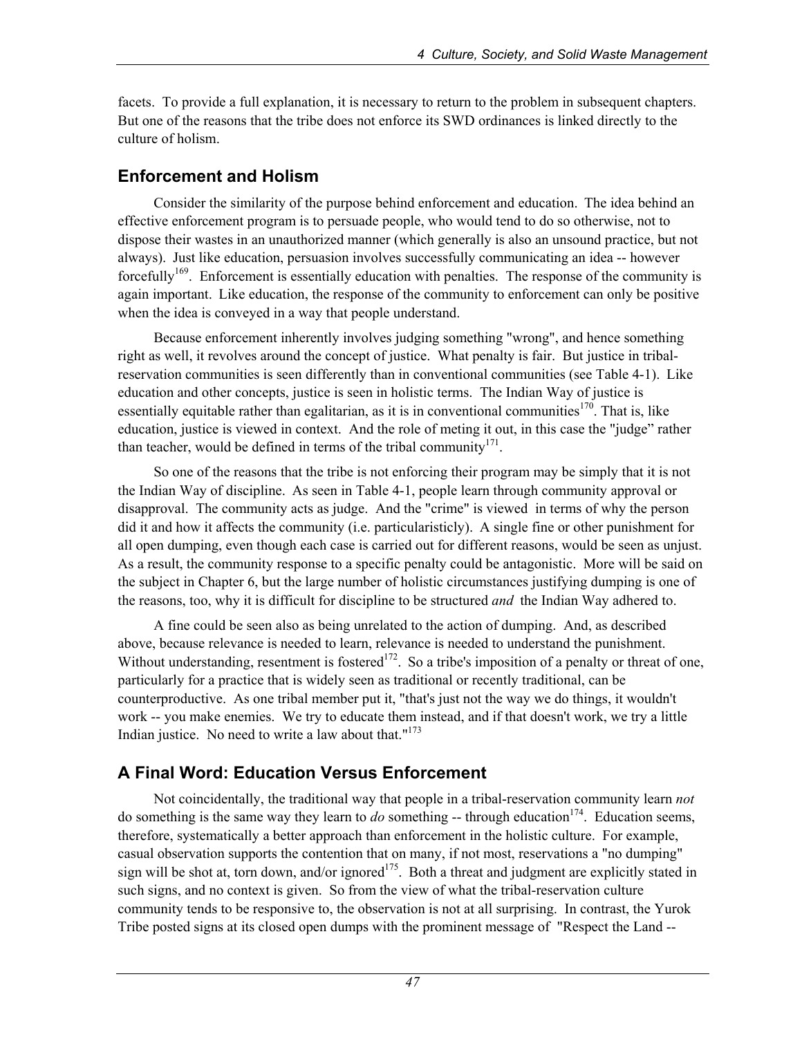facets. To provide a full explanation, it is necessary to return to the problem in subsequent chapters. But one of the reasons that the tribe does not enforce its SWD ordinances is linked directly to the culture of holism.

## Enforcement and Holism

Consider the similarity of the purpose behind enforcement and education. The idea behind an effective enforcement program is to persuade people, who would tend to do so otherwise, not to dispose their wastes in an unauthorized manner (which generally is also an unsound practice, but not always). Just like education, persuasion involves successfully communicating an idea -- however forcefully[169]. Enforcement is essentially education with penalties. The response of the community is again important. Like education, the response of the community to enforcement can only be positive when the idea is conveyed in a way that people understand.

Because enforcement inherently involves judging something "wrong", and hence something right as well, it revolves around the concept of justice. What penalty is fair. But justice in tribal-reservation communities is seen differently than in conventional communities (see Table 4-1). Like education and other concepts, justice is seen in holistic terms. The Indian Way of justice is essentially equitable rather than egalitarian, as it is in conventional communities[170]. That is, like education, justice is viewed in context. And the role of meting it out, in this case the "judge" rather than teacher, would be defined in terms of the tribal community[171].

So one of the reasons that the tribe is not enforcing their program may be simply that it is not the Indian Way of discipline. As seen in Table 4-1, people learn through community approval or disapproval. The community acts as judge. And the "crime" is viewed in terms of why the person did it and how it affects the community (i.e. particularisticly). A single fine or other punishment for all open dumping, even though each case is carried out for different reasons, would be seen as unjust. As a result, the community response to a specific penalty could be antagonistic. More will be said on the subject in Chapter 6, but the large number of holistic circumstances justifying dumping is one of the reasons, too, why it is difficult for discipline to be structured *and* the Indian Way adhered to.

A fine could be seen also as being unrelated to the action of dumping. And, as described above, because relevance is needed to learn, relevance is needed to understand the punishment. Without understanding, resentment is fostered[172]. So a tribe's imposition of a penalty or threat of one, particularly for a practice that is widely seen as traditional or recently traditional, can be counterproductive. As one tribal member put it, "that's just not the way we do things, it wouldn't work -- you make enemies. We try to educate them instead, and if that doesn't work, we try a little Indian justice. No need to write a law about that."[173]

## A Final Word: Education Versus Enforcement

Not coincidentally, the traditional way that people in a tribal-reservation community learn *not* do something is the same way they learn to *do* something -- through education[174]. Education seems, therefore, systematically a better approach than enforcement in the holistic culture. For example, casual observation supports the contention that on many, if not most, reservations a "no dumping" sign will be shot at, torn down, and/or ignored[175]. Both a threat and judgment are explicitly stated in such signs, and no context is given. So from the view of what the tribal-reservation culture community tends to be responsive to, the observation is not at all surprising. In contrast, the Yurok Tribe posted signs at its closed open dumps with the prominent message of "Respect the Land --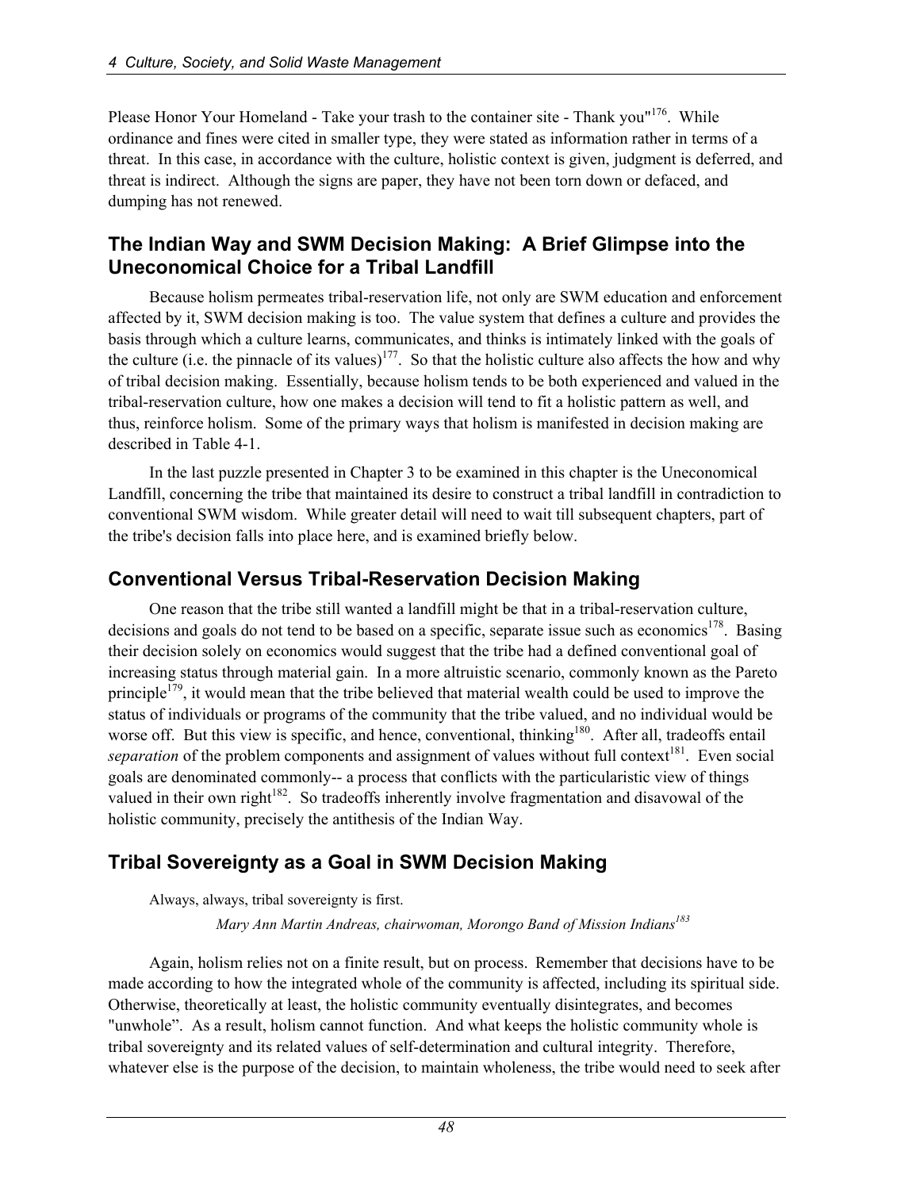Please Honor Your Homeland - Take your trash to the container site - Thank you"[176]. While ordinance and fines were cited in smaller type, they were stated as information rather in terms of a threat. In this case, in accordance with the culture, holistic context is given, judgment is deferred, and threat is indirect. Although the signs are paper, they have not been torn down or defaced, and dumping has not renewed.

## The Indian Way and SWM Decision Making: A Brief Glimpse into the Uneconomical Choice for a Tribal Landfill

Because holism permeates tribal-reservation life, not only are SWM education and enforcement affected by it, SWM decision making is too. The value system that defines a culture and provides the basis through which a culture learns, communicates, and thinks is intimately linked with the goals of the culture (i.e. the pinnacle of its values)[177]. So that the holistic culture also affects the how and why of tribal decision making. Essentially, because holism tends to be both experienced and valued in the tribal-reservation culture, how one makes a decision will tend to fit a holistic pattern as well, and thus, reinforce holism. Some of the primary ways that holism is manifested in decision making are described in Table 4-1.

In the last puzzle presented in Chapter 3 to be examined in this chapter is the Uneconomical Landfill, concerning the tribe that maintained its desire to construct a tribal landfill in contradiction to conventional SWM wisdom. While greater detail will need to wait till subsequent chapters, part of the tribe's decision falls into place here, and is examined briefly below.

## Conventional Versus Tribal-Reservation Decision Making

One reason that the tribe still wanted a landfill might be that in a tribal-reservation culture, decisions and goals do not tend to be based on a specific, separate issue such as economics[178]. Basing their decision solely on economics would suggest that the tribe had a defined conventional goal of increasing status through material gain. In a more altruistic scenario, commonly known as the Pareto principle[179], it would mean that the tribe believed that material wealth could be used to improve the status of individuals or programs of the community that the tribe valued, and no individual would be worse off. But this view is specific, and hence, conventional, thinking[180]. After all, tradeoffs entail *separation* of the problem components and assignment of values without full context[181]. Even social goals are denominated commonly-- a process that conflicts with the particularistic view of things valued in their own right[182]. So tradeoffs inherently involve fragmentation and disavowal of the holistic community, precisely the antithesis of the Indian Way.

## Tribal Sovereignty as a Goal in SWM Decision Making

Always, always, tribal sovereignty is first.

*Mary Ann Martin Andreas, chairwoman, Morongo Band of Mission Indians*[183]

Again, holism relies not on a finite result, but on process. Remember that decisions have to be made according to how the integrated whole of the community is affected, including its spiritual side. Otherwise, theoretically at least, the holistic community eventually disintegrates, and becomes "unwhole". As a result, holism cannot function. And what keeps the holistic community whole is tribal sovereignty and its related values of self-determination and cultural integrity. Therefore, whatever else is the purpose of the decision, to maintain wholeness, the tribe would need to seek after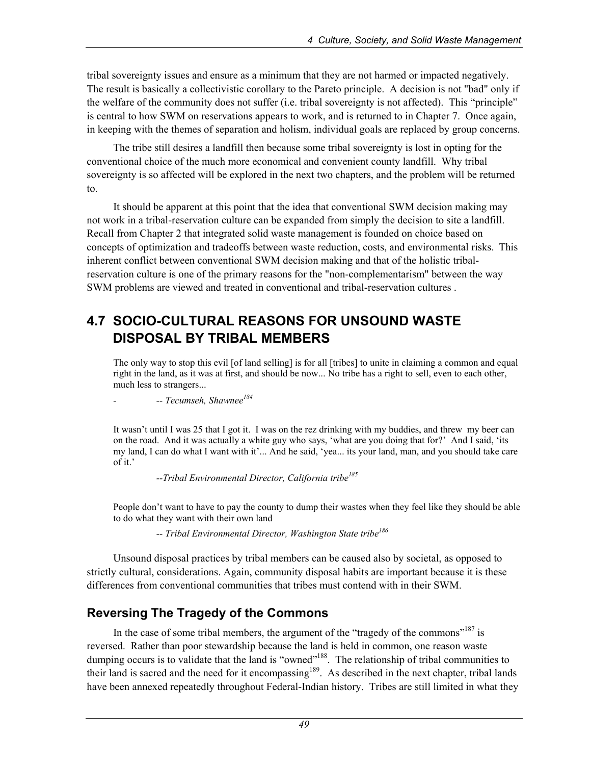tribal sovereignty issues and ensure as a minimum that they are not harmed or impacted negatively. The result is basically a collectivistic corollary to the Pareto principle. A decision is not "bad" only if the welfare of the community does not suffer (i.e. tribal sovereignty is not affected). This "principle" is central to how SWM on reservations appears to work, and is returned to in Chapter 7. Once again, in keeping with the themes of separation and holism, individual goals are replaced by group concerns.

The tribe still desires a landfill then because some tribal sovereignty is lost in opting for the conventional choice of the much more economical and convenient county landfill. Why tribal sovereignty is so affected will be explored in the next two chapters, and the problem will be returned to.

It should be apparent at this point that the idea that conventional SWM decision making may not work in a tribal-reservation culture can be expanded from simply the decision to site a landfill. Recall from Chapter 2 that integrated solid waste management is founded on choice based on concepts of optimization and tradeoffs between waste reduction, costs, and environmental risks. This inherent conflict between conventional SWM decision making and that of the holistic tribal-reservation culture is one of the primary reasons for the "non-complementarism" between the way SWM problems are viewed and treated in conventional and tribal-reservation cultures .

## 4.7 SOCIO-CULTURAL REASONS FOR UNSOUND WASTE DISPOSAL BY TRIBAL MEMBERS

> The only way to stop this evil [of land selling] is for all [tribes] to unite in claiming a common and equal right in the land, as it was at first, and should be now... No tribe has a right to sell, even to each other, much less to strangers...
>
> - *-- Tecumseh, Shawnee*[184]

> It wasn't until I was 25 that I got it. I was on the rez drinking with my buddies, and threw my beer can on the road. And it was actually a white guy who says, 'what are you doing that for?' And I said, 'its my land, I can do what I want with it'... And he said, 'yea... its your land, man, and you should take care of it.'
>
> *--Tribal Environmental Director, California tribe*[185]

> People don't want to have to pay the county to dump their wastes when they feel like they should be able to do what they want with their own land
>
> *-- Tribal Environmental Director, Washington State tribe*[186]

Unsound disposal practices by tribal members can be caused also by societal, as opposed to strictly cultural, considerations. Again, community disposal habits are important because it is these differences from conventional communities that tribes must contend with in their SWM.

### Reversing The Tragedy of the Commons

In the case of some tribal members, the argument of the "tragedy of the commons"[187] is reversed. Rather than poor stewardship because the land is held in common, one reason waste dumping occurs is to validate that the land is "owned"[188]. The relationship of tribal communities to their land is sacred and the need for it encompassing[189]. As described in the next chapter, tribal lands have been annexed repeatedly throughout Federal-Indian history. Tribes are still limited in what they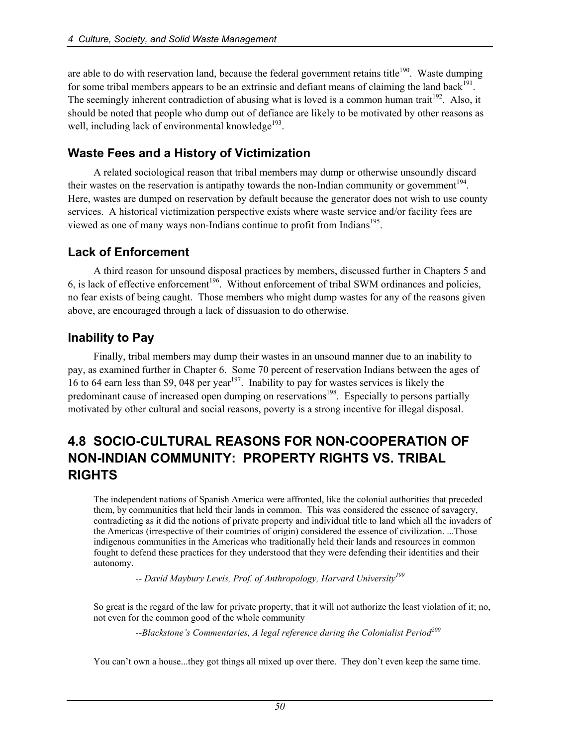are able to do with reservation land, because the federal government retains title[190]. Waste dumping for some tribal members appears to be an extrinsic and defiant means of claiming the land back[191]. The seemingly inherent contradiction of abusing what is loved is a common human trait[192]. Also, it should be noted that people who dump out of defiance are likely to be motivated by other reasons as well, including lack of environmental knowledge[193].

### Waste Fees and a History of Victimization

A related sociological reason that tribal members may dump or otherwise unsoundly discard their wastes on the reservation is antipathy towards the non-Indian community or government[194]. Here, wastes are dumped on reservation by default because the generator does not wish to use county services. A historical victimization perspective exists where waste service and/or facility fees are viewed as one of many ways non-Indians continue to profit from Indians[195].

### Lack of Enforcement

A third reason for unsound disposal practices by members, discussed further in Chapters 5 and 6, is lack of effective enforcement[196]. Without enforcement of tribal SWM ordinances and policies, no fear exists of being caught. Those members who might dump wastes for any of the reasons given above, are encouraged through a lack of dissuasion to do otherwise.

### Inability to Pay

Finally, tribal members may dump their wastes in an unsound manner due to an inability to pay, as examined further in Chapter 6. Some 70 percent of reservation Indians between the ages of 16 to 64 earn less than $9, 048 per year[197]. Inability to pay for wastes services is likely the predominant cause of increased open dumping on reservations[198]. Especially to persons partially motivated by other cultural and social reasons, poverty is a strong incentive for illegal disposal.

## 4.8 SOCIO-CULTURAL REASONS FOR NON-COOPERATION OF NON-INDIAN COMMUNITY: PROPERTY RIGHTS VS. TRIBAL RIGHTS

> The independent nations of Spanish America were affronted, like the colonial authorities that preceded them, by communities that held their lands in common. This was considered the essence of savagery, contradicting as it did the notions of private property and individual title to land which all the invaders of the Americas (irrespective of their countries of origin) considered the essence of civilization. ...Those indigenous communities in the Americas who traditionally held their lands and resources in common fought to defend these practices for they understood that they were defending their identities and their autonomy.
>
> *-- David Maybury Lewis, Prof. of Anthropology, Harvard University[199]*

> So great is the regard of the law for private property, that it will not authorize the least violation of it; no, not even for the common good of the whole community
>
> *--Blackstone's Commentaries, A legal reference during the Colonialist Period[200]*

> You can't own a house...they got things all mixed up over there. They don't even keep the same time.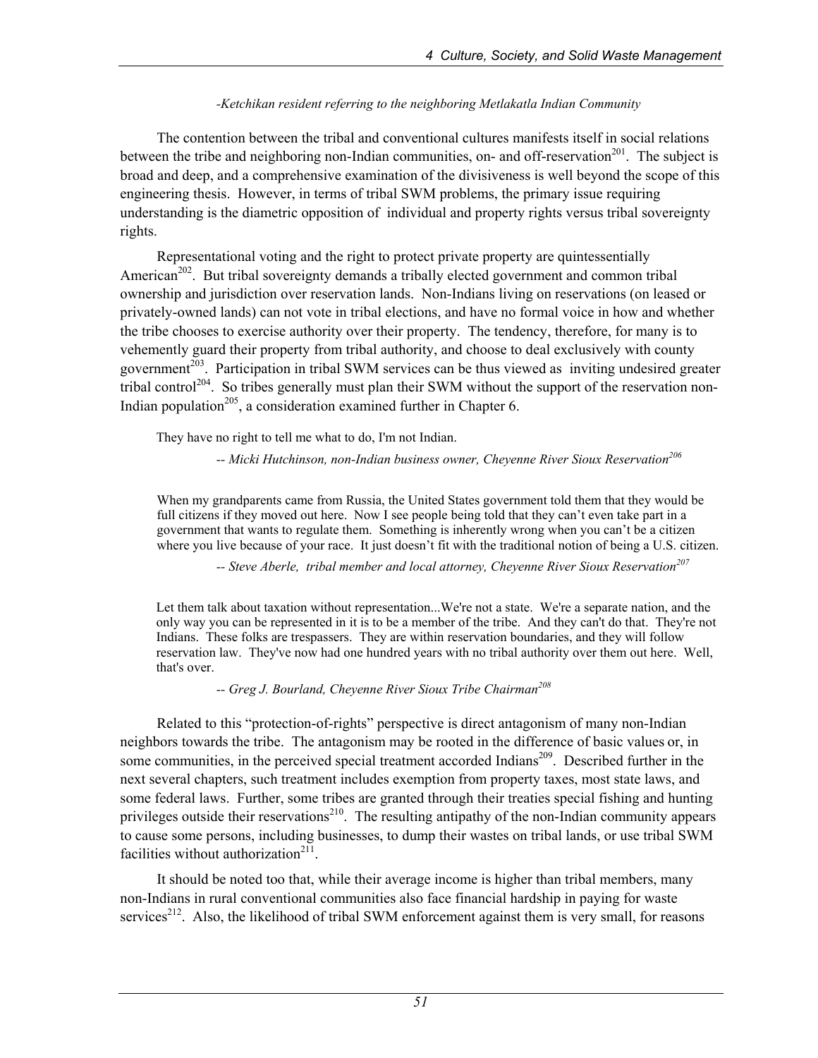*-Ketchikan resident referring to the neighboring Metlakatla Indian Community*

The contention between the tribal and conventional cultures manifests itself in social relations between the tribe and neighboring non-Indian communities, on- and off-reservation[201]. The subject is broad and deep, and a comprehensive examination of the divisiveness is well beyond the scope of this engineering thesis. However, in terms of tribal SWM problems, the primary issue requiring understanding is the diametric opposition of individual and property rights versus tribal sovereignty rights.

Representational voting and the right to protect private property are quintessentially American[202]. But tribal sovereignty demands a tribally elected government and common tribal ownership and jurisdiction over reservation lands. Non-Indians living on reservations (on leased or privately-owned lands) can not vote in tribal elections, and have no formal voice in how and whether the tribe chooses to exercise authority over their property. The tendency, therefore, for many is to vehemently guard their property from tribal authority, and choose to deal exclusively with county government[203]. Participation in tribal SWM services can be thus viewed as inviting undesired greater tribal control[204]. So tribes generally must plan their SWM without the support of the reservation non-Indian population[205], a consideration examined further in Chapter 6.

> They have no right to tell me what to do, I'm not Indian.
>
> *-- Micki Hutchinson, non-Indian business owner, Cheyenne River Sioux Reservation[206]*

> When my grandparents came from Russia, the United States government told them that they would be full citizens if they moved out here. Now I see people being told that they can't even take part in a government that wants to regulate them. Something is inherently wrong when you can't be a citizen where you live because of your race. It just doesn't fit with the traditional notion of being a U.S. citizen.
>
> *-- Steve Aberle, tribal member and local attorney, Cheyenne River Sioux Reservation[207]*

> Let them talk about taxation without representation...We're not a state. We're a separate nation, and the only way you can be represented in it is to be a member of the tribe. And they can't do that. They're not Indians. These folks are trespassers. They are within reservation boundaries, and they will follow reservation law. They've now had one hundred years with no tribal authority over them out here. Well, that's over.
>
> *-- Greg J. Bourland, Cheyenne River Sioux Tribe Chairman[208]*

Related to this "protection-of-rights" perspective is direct antagonism of many non-Indian neighbors towards the tribe. The antagonism may be rooted in the difference of basic values or, in some communities, in the perceived special treatment accorded Indians[209]. Described further in the next several chapters, such treatment includes exemption from property taxes, most state laws, and some federal laws. Further, some tribes are granted through their treaties special fishing and hunting privileges outside their reservations[210]. The resulting antipathy of the non-Indian community appears to cause some persons, including businesses, to dump their wastes on tribal lands, or use tribal SWM facilities without authorization[211].

It should be noted too that, while their average income is higher than tribal members, many non-Indians in rural conventional communities also face financial hardship in paying for waste services[212]. Also, the likelihood of tribal SWM enforcement against them is very small, for reasons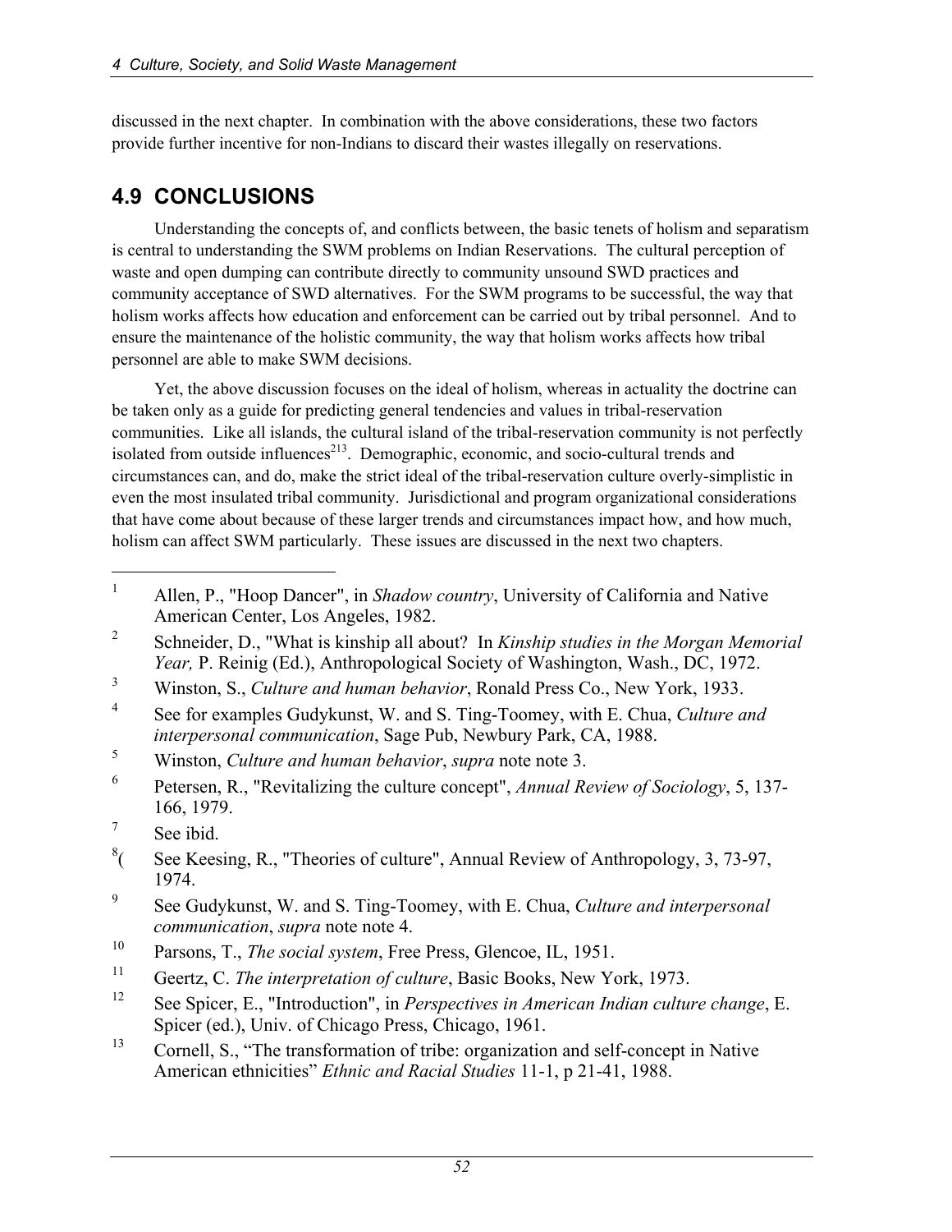discussed in the next chapter. In combination with the above considerations, these two factors provide further incentive for non-Indians to discard their wastes illegally on reservations.

## 4.9 CONCLUSIONS

Understanding the concepts of, and conflicts between, the basic tenets of holism and separatism is central to understanding the SWM problems on Indian Reservations. The cultural perception of waste and open dumping can contribute directly to community unsound SWD practices and community acceptance of SWD alternatives. For the SWM programs to be successful, the way that holism works affects how education and enforcement can be carried out by tribal personnel. And to ensure the maintenance of the holistic community, the way that holism works affects how tribal personnel are able to make SWM decisions.

Yet, the above discussion focuses on the ideal of holism, whereas in actuality the doctrine can be taken only as a guide for predicting general tendencies and values in tribal-reservation communities. Like all islands, the cultural island of the tribal-reservation community is not perfectly isolated from outside influences[213]. Demographic, economic, and socio-cultural trends and circumstances can, and do, make the strict ideal of the tribal-reservation culture overly-simplistic in even the most insulated tribal community. Jurisdictional and program organizational considerations that have come about because of these larger trends and circumstances impact how, and how much, holism can affect SWM particularly. These issues are discussed in the next two chapters.

---

1. Allen, P., "Hoop Dancer", in *Shadow country*, University of California and Native American Center, Los Angeles, 1982.
2. Schneider, D., "What is kinship all about? In *Kinship studies in the Morgan Memorial Year,* P. Reinig (Ed.), Anthropological Society of Washington, Wash., DC, 1972.
3. Winston, S., *Culture and human behavior*, Ronald Press Co., New York, 1933.
4. See for examples Gudykunst, W. and S. Ting-Toomey, with E. Chua, *Culture and interpersonal communication*, Sage Pub, Newbury Park, CA, 1988.
5. Winston, *Culture and human behavior*, *supra* note note 3.
6. Petersen, R., "Revitalizing the culture concept", *Annual Review of Sociology*, 5, 137-166, 1979.
7. See ibid.
8. ( See Keesing, R., "Theories of culture", Annual Review of Anthropology, 3, 73-97, 1974.
9. See Gudykunst, W. and S. Ting-Toomey, with E. Chua, *Culture and interpersonal communication*, *supra* note note 4.
10. Parsons, T., *The social system*, Free Press, Glencoe, IL, 1951.
11. Geertz, C. *The interpretation of culture*, Basic Books, New York, 1973.
12. See Spicer, E., "Introduction", in *Perspectives in American Indian culture change*, E. Spicer (ed.), Univ. of Chicago Press, Chicago, 1961.
13. Cornell, S., "The transformation of tribe: organization and self-concept in Native American ethnicities" *Ethnic and Racial Studies* 11-1, p 21-41, 1988.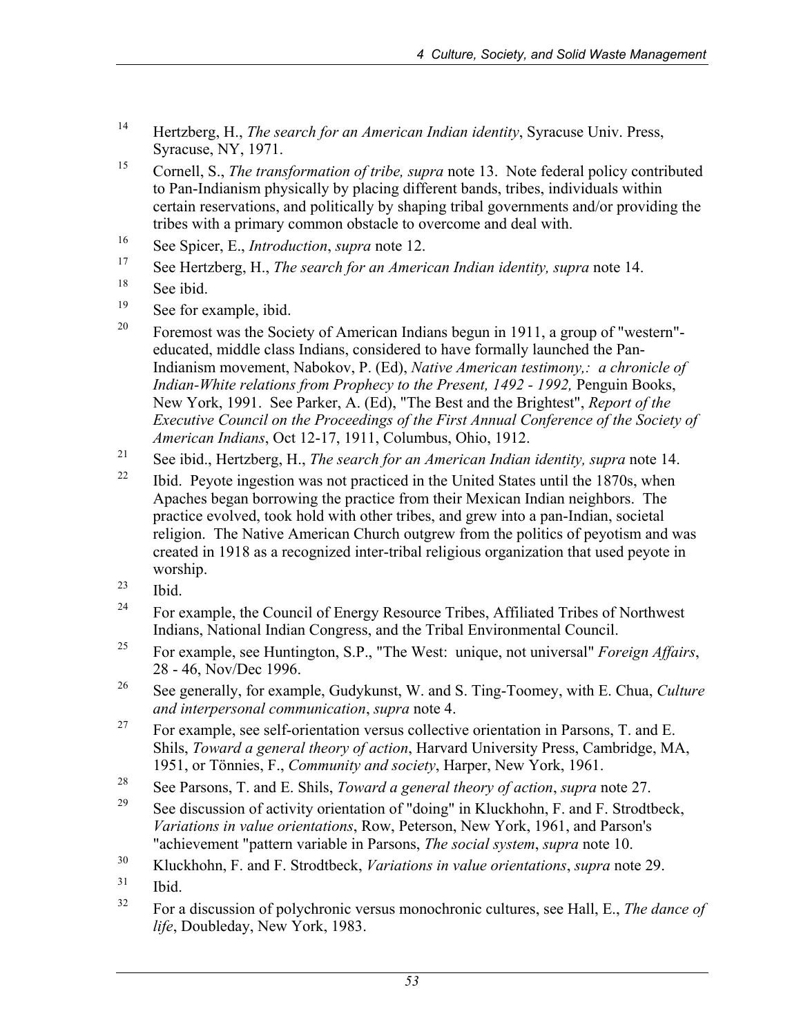[14] Hertzberg, H., *The search for an American Indian identity*, Syracuse Univ. Press, Syracuse, NY, 1971.

[15] Cornell, S., *The transformation of tribe, supra* note 13. Note federal policy contributed to Pan-Indianism physically by placing different bands, tribes, individuals within certain reservations, and politically by shaping tribal governments and/or providing the tribes with a primary common obstacle to overcome and deal with.

[16] See Spicer, E., *Introduction*, *supra* note 12.

[17] See Hertzberg, H., *The search for an American Indian identity, supra* note 14.

[18] See ibid.

[19] See for example, ibid.

[20] Foremost was the Society of American Indians begun in 1911, a group of "western"-educated, middle class Indians, considered to have formally launched the Pan-Indianism movement, Nabokov, P. (Ed), *Native American testimony,: a chronicle of Indian-White relations from Prophecy to the Present, 1492 - 1992,* Penguin Books, New York, 1991. See Parker, A. (Ed), "The Best and the Brightest", *Report of the Executive Council on the Proceedings of the First Annual Conference of the Society of American Indians*, Oct 12-17, 1911, Columbus, Ohio, 1912.

[21] See ibid., Hertzberg, H., *The search for an American Indian identity, supra* note 14.

[22] Ibid. Peyote ingestion was not practiced in the United States until the 1870s, when Apaches began borrowing the practice from their Mexican Indian neighbors. The practice evolved, took hold with other tribes, and grew into a pan-Indian, societal religion. The Native American Church outgrew from the politics of peyotism and was created in 1918 as a recognized inter-tribal religious organization that used peyote in worship.

[23] Ibid.

[24] For example, the Council of Energy Resource Tribes, Affiliated Tribes of Northwest Indians, National Indian Congress, and the Tribal Environmental Council.

[25] For example, see Huntington, S.P., "The West: unique, not universal" *Foreign Affairs*, 28 - 46, Nov/Dec 1996.

[26] See generally, for example, Gudykunst, W. and S. Ting-Toomey, with E. Chua, *Culture and interpersonal communication*, *supra* note 4.

[27] For example, see self-orientation versus collective orientation in Parsons, T. and E. Shils, *Toward a general theory of action*, Harvard University Press, Cambridge, MA, 1951, or Tönnies, F., *Community and society*, Harper, New York, 1961.

[28] See Parsons, T. and E. Shils, *Toward a general theory of action*, *supra* note 27.

[29] See discussion of activity orientation of "doing" in Kluckhohn, F. and F. Strodtbeck, *Variations in value orientations*, Row, Peterson, New York, 1961, and Parson's "achievement "pattern variable in Parsons, *The social system*, *supra* note 10.

[30] Kluckhohn, F. and F. Strodtbeck, *Variations in value orientations*, *supra* note 29.

[31] Ibid.

[32] For a discussion of polychronic versus monochronic cultures, see Hall, E., *The dance of life*, Doubleday, New York, 1983.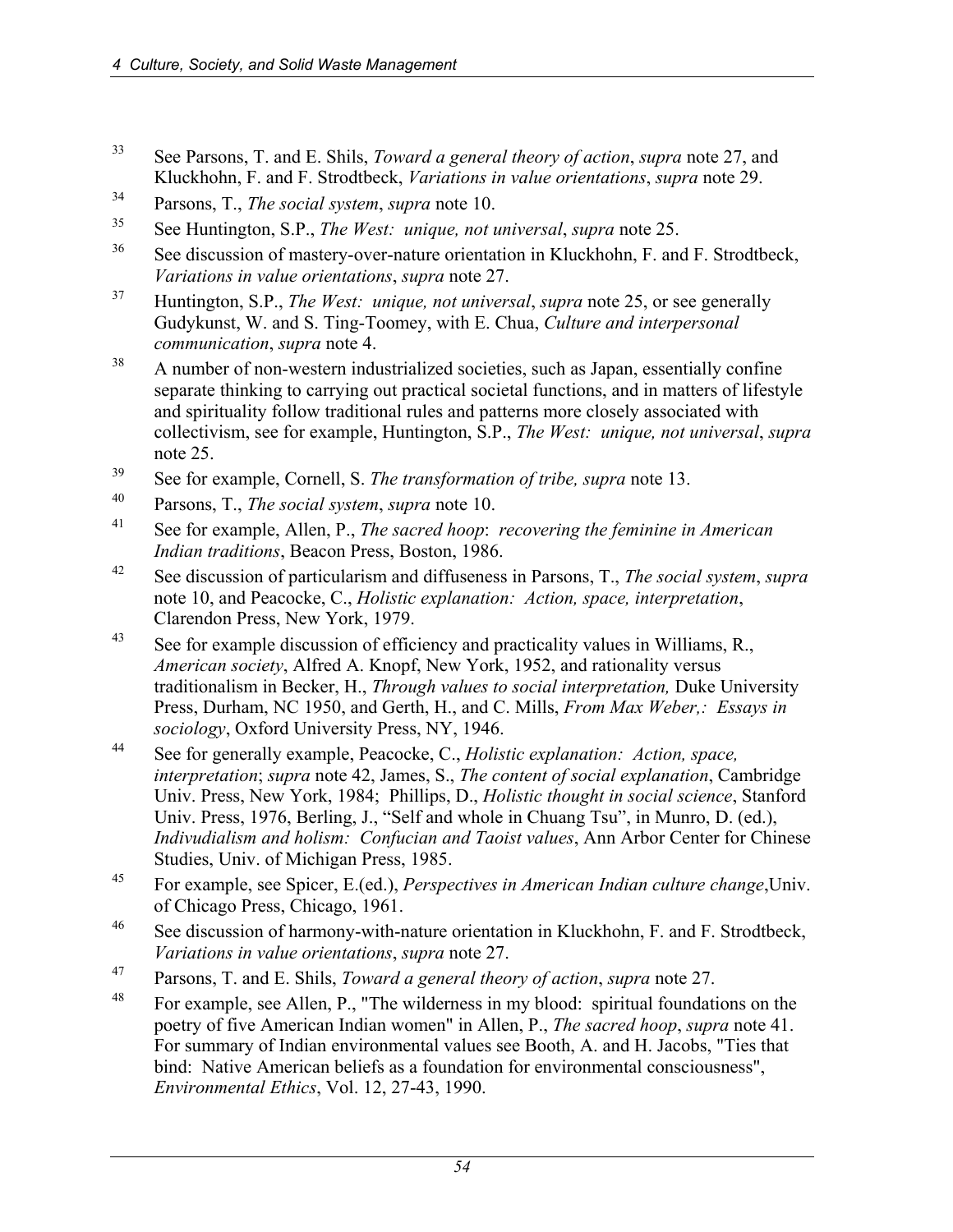[33] See Parsons, T. and E. Shils, *Toward a general theory of action*, *supra* note 27, and Kluckhohn, F. and F. Strodtbeck, *Variations in value orientations*, *supra* note 29.

[34] Parsons, T., *The social system*, *supra* note 10.

[35] See Huntington, S.P., *The West: unique, not universal*, *supra* note 25.

[36] See discussion of mastery-over-nature orientation in Kluckhohn, F. and F. Strodtbeck, *Variations in value orientations*, *supra* note 27.

[37] Huntington, S.P., *The West: unique, not universal*, *supra* note 25, or see generally Gudykunst, W. and S. Ting-Toomey, with E. Chua, *Culture and interpersonal communication*, *supra* note 4.

[38] A number of non-western industrialized societies, such as Japan, essentially confine separate thinking to carrying out practical societal functions, and in matters of lifestyle and spirituality follow traditional rules and patterns more closely associated with collectivism, see for example, Huntington, S.P., *The West: unique, not universal*, *supra* note 25.

[39] See for example, Cornell, S. *The transformation of tribe, supra* note 13.

[40] Parsons, T., *The social system*, *supra* note 10.

[41] See for example, Allen, P., *The sacred hoop*: *recovering the feminine in American Indian traditions*, Beacon Press, Boston, 1986.

[42] See discussion of particularism and diffuseness in Parsons, T., *The social system*, *supra* note 10, and Peacocke, C., *Holistic explanation: Action, space, interpretation*, Clarendon Press, New York, 1979.

[43] See for example discussion of efficiency and practicality values in Williams, R., *American society*, Alfred A. Knopf, New York, 1952, and rationality versus traditionalism in Becker, H., *Through values to social interpretation,* Duke University Press, Durham, NC 1950, and Gerth, H., and C. Mills, *From Max Weber,: Essays in sociology*, Oxford University Press, NY, 1946.

[44] See for generally example, Peacocke, C., *Holistic explanation: Action, space, interpretation*; *supra* note 42, James, S., *The content of social explanation*, Cambridge Univ. Press, New York, 1984; Phillips, D., *Holistic thought in social science*, Stanford Univ. Press, 1976, Berling, J., "Self and whole in Chuang Tsu", in Munro, D. (ed.), *Indivudialism and holism: Confucian and Taoist values*, Ann Arbor Center for Chinese Studies, Univ. of Michigan Press, 1985.

[45] For example, see Spicer, E.(ed.), *Perspectives in American Indian culture change*,Univ. of Chicago Press, Chicago, 1961.

[46] See discussion of harmony-with-nature orientation in Kluckhohn, F. and F. Strodtbeck, *Variations in value orientations*, *supra* note 27.

[47] Parsons, T. and E. Shils, *Toward a general theory of action*, *supra* note 27.

[48] For example, see Allen, P., "The wilderness in my blood: spiritual foundations on the poetry of five American Indian women" in Allen, P., *The sacred hoop*, *supra* note 41. For summary of Indian environmental values see Booth, A. and H. Jacobs, "Ties that bind: Native American beliefs as a foundation for environmental consciousness", *Environmental Ethics*, Vol. 12, 27-43, 1990.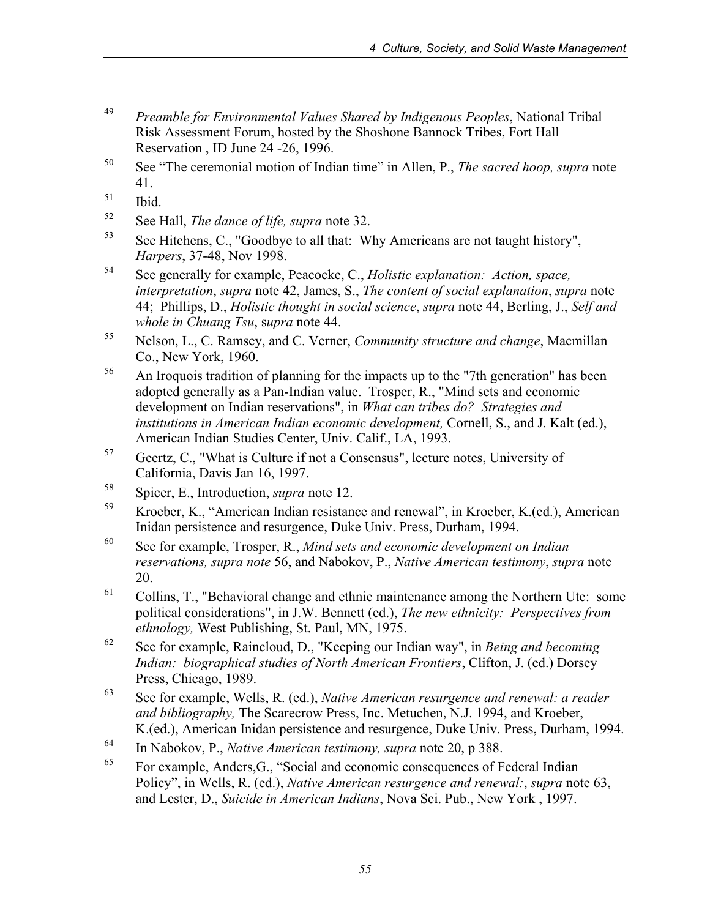[49] *Preamble for Environmental Values Shared by Indigenous Peoples*, National Tribal Risk Assessment Forum, hosted by the Shoshone Bannock Tribes, Fort Hall Reservation , ID June 24 -26, 1996.

[50] See "The ceremonial motion of Indian time" in Allen, P., *The sacred hoop, supra* note 41.

[51] Ibid.

[52] See Hall, *The dance of life, supra* note 32.

[53] See Hitchens, C., "Goodbye to all that: Why Americans are not taught history", *Harpers*, 37-48, Nov 1998.

[54] See generally for example, Peacocke, C., *Holistic explanation: Action, space, interpretation*, *supra* note 42, James, S., *The content of social explanation*, *supra* note 44; Phillips, D., *Holistic thought in social science*, *supra* note 44, Berling, J., *Self and whole in Chuang Tsu*, *supra* note 44.

[55] Nelson, L., C. Ramsey, and C. Verner, *Community structure and change*, Macmillan Co., New York, 1960.

[56] An Iroquois tradition of planning for the impacts up to the "7th generation" has been adopted generally as a Pan-Indian value. Trosper, R., "Mind sets and economic development on Indian reservations", in *What can tribes do? Strategies and institutions in American Indian economic development,* Cornell, S., and J. Kalt (ed.), American Indian Studies Center, Univ. Calif., LA, 1993.

[57] Geertz, C., "What is Culture if not a Consensus", lecture notes, University of California, Davis Jan 16, 1997.

[58] Spicer, E., Introduction, *supra* note 12.

[59] Kroeber, K., "American Indian resistance and renewal", in Kroeber, K.(ed.), American Inidan persistence and resurgence, Duke Univ. Press, Durham, 1994.

[60] See for example, Trosper, R., *Mind sets and economic development on Indian reservations, supra note* 56, and Nabokov, P., *Native American testimony*, *supra* note 20.

[61] Collins, T., "Behavioral change and ethnic maintenance among the Northern Ute: some political considerations", in J.W. Bennett (ed.), *The new ethnicity: Perspectives from ethnology,* West Publishing, St. Paul, MN, 1975.

[62] See for example, Raincloud, D., "Keeping our Indian way", in *Being and becoming Indian: biographical studies of North American Frontiers*, Clifton, J. (ed.) Dorsey Press, Chicago, 1989.

[63] See for example, Wells, R. (ed.), *Native American resurgence and renewal: a reader and bibliography,* The Scarecrow Press, Inc. Metuchen, N.J. 1994, and Kroeber, K.(ed.), American Inidan persistence and resurgence, Duke Univ. Press, Durham, 1994.

[64] In Nabokov, P., *Native American testimony, supra* note 20, p 388.

[65] For example, Anders,G., "Social and economic consequences of Federal Indian Policy", in Wells, R. (ed.), *Native American resurgence and renewal:*, *supra* note 63, and Lester, D., *Suicide in American Indians*, Nova Sci. Pub., New York , 1997.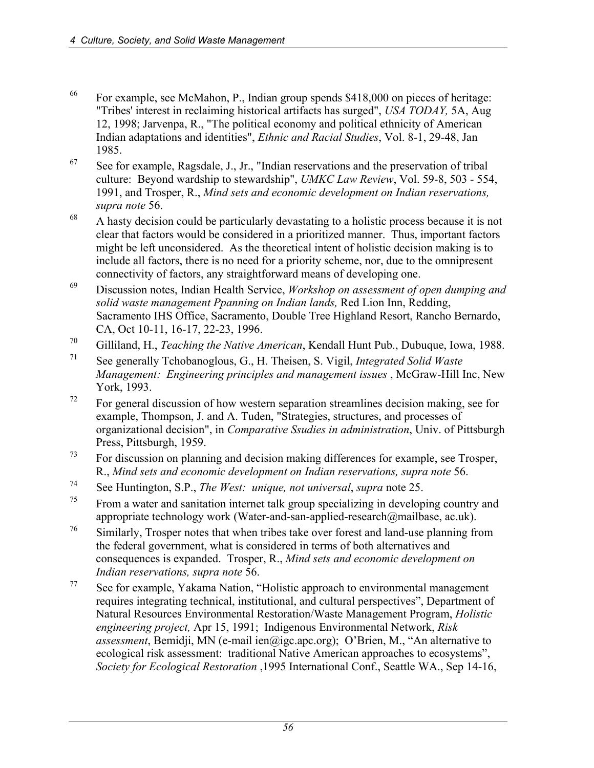[66] For example, see McMahon, P., Indian group spends $418,000 on pieces of heritage: "Tribes' interest in reclaiming historical artifacts has surged", *USA TODAY,* 5A, Aug 12, 1998; Jarvenpa, R., "The political economy and political ethnicity of American Indian adaptations and identities", *Ethnic and Racial Studies*, Vol. 8-1, 29-48, Jan 1985.

[67] See for example, Ragsdale, J., Jr., "Indian reservations and the preservation of tribal culture: Beyond wardship to stewardship", *UMKC Law Review*, Vol. 59-8, 503 - 554, 1991, and Trosper, R., *Mind sets and economic development on Indian reservations, supra note* 56.

[68] A hasty decision could be particularly devastating to a holistic process because it is not clear that factors would be considered in a prioritized manner. Thus, important factors might be left unconsidered. As the theoretical intent of holistic decision making is to include all factors, there is no need for a priority scheme, nor, due to the omnipresent connectivity of factors, any straightforward means of developing one.

[69] Discussion notes, Indian Health Service, *Workshop on assessment of open dumping and solid waste management Ppanning on Indian lands,* Red Lion Inn, Redding, Sacramento IHS Office, Sacramento, Double Tree Highland Resort, Rancho Bernardo, CA, Oct 10-11, 16-17, 22-23, 1996.

[70] Gilliland, H., *Teaching the Native American*, Kendall Hunt Pub., Dubuque, Iowa, 1988.

[71] See generally Tchobanoglous, G., H. Theisen, S. Vigil, *Integrated Solid Waste Management: Engineering principles and management issues* , McGraw-Hill Inc, New York, 1993.

[72] For general discussion of how western separation streamlines decision making, see for example, Thompson, J. and A. Tuden, "Strategies, structures, and processes of organizational decision", in *Comparative Ssudies in administration*, Univ. of Pittsburgh Press, Pittsburgh, 1959.

[73] For discussion on planning and decision making differences for example, see Trosper, R., *Mind sets and economic development on Indian reservations, supra note* 56.

[74] See Huntington, S.P., *The West: unique, not universal*, *supra* note 25.

[75] From a water and sanitation internet talk group specializing in developing country and appropriate technology work (Water-and-san-applied-research@mailbase, ac.uk).

[76] Similarly, Trosper notes that when tribes take over forest and land-use planning from the federal government, what is considered in terms of both alternatives and consequences is expanded. Trosper, R., *Mind sets and economic development on Indian reservations, supra note* 56.

[77] See for example, Yakama Nation, "Holistic approach to environmental management requires integrating technical, institutional, and cultural perspectives", Department of Natural Resources Environmental Restoration/Waste Management Program, *Holistic engineering project,* Apr 15, 1991; Indigenous Environmental Network, *Risk assessment*, Bemidji, MN (e-mail ien@igc.apc.org); O'Brien, M., "An alternative to ecological risk assessment: traditional Native American approaches to ecosystems", *Society for Ecological Restoration* ,1995 International Conf., Seattle WA., Sep 14-16,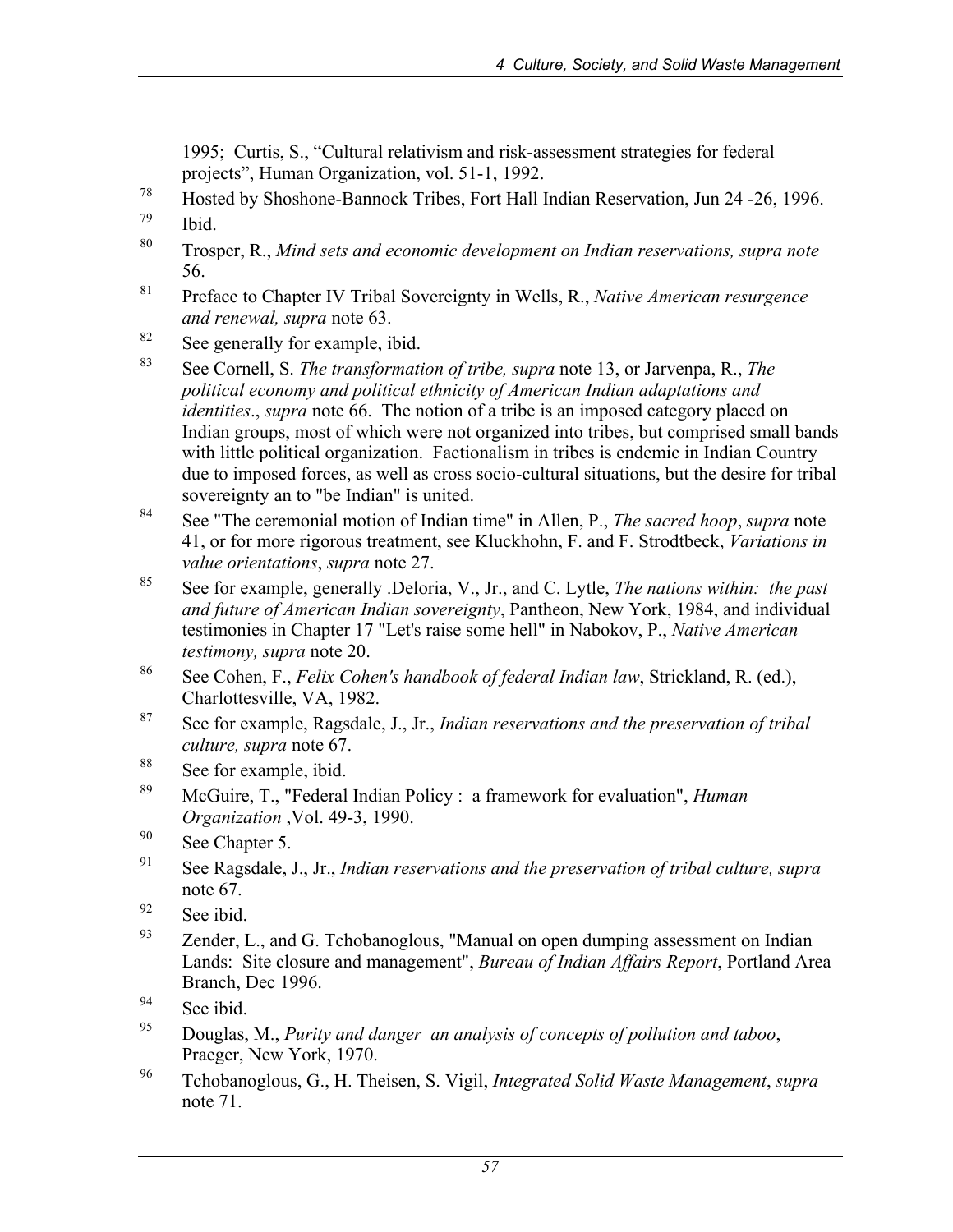1995; Curtis, S., "Cultural relativism and risk-assessment strategies for federal projects", Human Organization, vol. 51-1, 1992.

[78] Hosted by Shoshone-Bannock Tribes, Fort Hall Indian Reservation, Jun 24 -26, 1996.

[79] Ibid.

[80] Trosper, R., *Mind sets and economic development on Indian reservations, supra note* 56.

[81] Preface to Chapter IV Tribal Sovereignty in Wells, R., *Native American resurgence and renewal, supra* note 63.

[82] See generally for example, ibid.

[83] See Cornell, S. *The transformation of tribe, supra* note 13, or Jarvenpa, R., *The political economy and political ethnicity of American Indian adaptations and identities*., *supra* note 66. The notion of a tribe is an imposed category placed on Indian groups, most of which were not organized into tribes, but comprised small bands with little political organization. Factionalism in tribes is endemic in Indian Country due to imposed forces, as well as cross socio-cultural situations, but the desire for tribal sovereignty an to "be Indian" is united.

[84] See "The ceremonial motion of Indian time" in Allen, P., *The sacred hoop*, *supra* note 41, or for more rigorous treatment, see Kluckhohn, F. and F. Strodtbeck, *Variations in value orientations*, *supra* note 27.

[85] See for example, generally .Deloria, V., Jr., and C. Lytle, *The nations within: the past and future of American Indian sovereignty*, Pantheon, New York, 1984, and individual testimonies in Chapter 17 "Let's raise some hell" in Nabokov, P., *Native American testimony, supra* note 20.

[86] See Cohen, F., *Felix Cohen's handbook of federal Indian law*, Strickland, R. (ed.), Charlottesville, VA, 1982.

[87] See for example, Ragsdale, J., Jr., *Indian reservations and the preservation of tribal culture, supra* note 67.

[88] See for example, ibid.

[89] McGuire, T., "Federal Indian Policy : a framework for evaluation", *Human Organization* ,Vol. 49-3, 1990.

[90] See Chapter 5.

[91] See Ragsdale, J., Jr., *Indian reservations and the preservation of tribal culture, supra* note 67.

[92] See ibid.

[93] Zender, L., and G. Tchobanoglous, "Manual on open dumping assessment on Indian Lands: Site closure and management", *Bureau of Indian Affairs Report*, Portland Area Branch, Dec 1996.

[94] See ibid.

[95] Douglas, M., *Purity and danger an analysis of concepts of pollution and taboo*, Praeger, New York, 1970.

[96] Tchobanoglous, G., H. Theisen, S. Vigil, *Integrated Solid Waste Management*, *supra* note 71.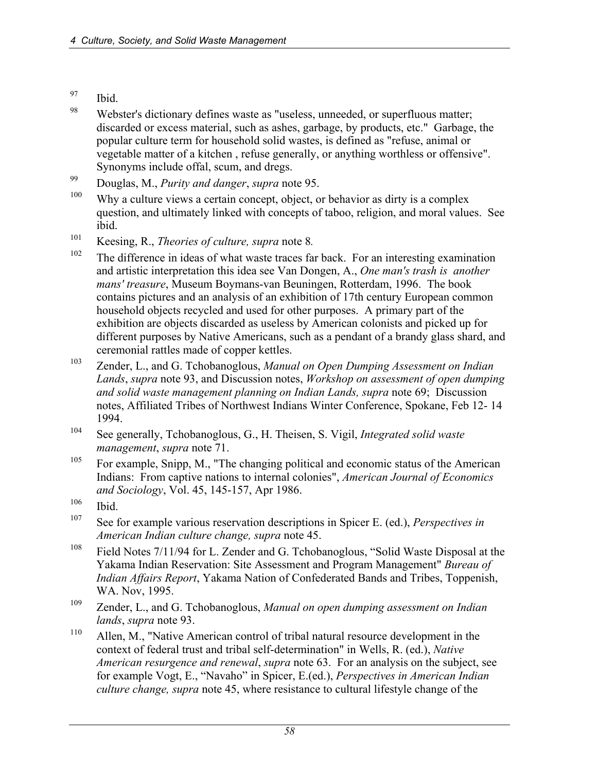[97] Ibid.

[98] Webster's dictionary defines waste as "useless, unneeded, or superfluous matter; discarded or excess material, such as ashes, garbage, by products, etc." Garbage, the popular culture term for household solid wastes, is defined as "refuse, animal or vegetable matter of a kitchen , refuse generally, or anything worthless or offensive". Synonyms include offal, scum, and dregs.

[99] Douglas, M., *Purity and danger*, *supra* note 95.

[100] Why a culture views a certain concept, object, or behavior as dirty is a complex question, and ultimately linked with concepts of taboo, religion, and moral values. See ibid.

[101] Keesing, R., *Theories of culture, supra* note 8.

[102] The difference in ideas of what waste traces far back. For an interesting examination and artistic interpretation this idea see Van Dongen, A., *One man's trash is another mans' treasure*, Museum Boymans-van Beuningen, Rotterdam, 1996. The book contains pictures and an analysis of an exhibition of 17th century European common household objects recycled and used for other purposes. A primary part of the exhibition are objects discarded as useless by American colonists and picked up for different purposes by Native Americans, such as a pendant of a brandy glass shard, and ceremonial rattles made of copper kettles.

[103] Zender, L., and G. Tchobanoglous, *Manual on Open Dumping Assessment on Indian Lands*, *supra* note 93, and Discussion notes, *Workshop on assessment of open dumping and solid waste management planning on Indian Lands, supra* note 69; Discussion notes, Affiliated Tribes of Northwest Indians Winter Conference, Spokane, Feb 12- 14 1994.

[104] See generally, Tchobanoglous, G., H. Theisen, S. Vigil, *Integrated solid waste management*, *supra* note 71.

[105] For example, Snipp, M., "The changing political and economic status of the American Indians: From captive nations to internal colonies", *American Journal of Economics and Sociology*, Vol. 45, 145-157, Apr 1986.

[106] Ibid.

[107] See for example various reservation descriptions in Spicer E. (ed.), *Perspectives in American Indian culture change, supra* note 45.

[108] Field Notes 7/11/94 for L. Zender and G. Tchobanoglous, "Solid Waste Disposal at the Yakama Indian Reservation: Site Assessment and Program Management" *Bureau of Indian Affairs Report*, Yakama Nation of Confederated Bands and Tribes, Toppenish, WA. Nov, 1995.

[109] Zender, L., and G. Tchobanoglous, *Manual on open dumping assessment on Indian lands*, *supra* note 93.

[110] Allen, M., "Native American control of tribal natural resource development in the context of federal trust and tribal self-determination" in Wells, R. (ed.), *Native American resurgence and renewal*, *supra* note 63. For an analysis on the subject, see for example Vogt, E., "Navaho" in Spicer, E.(ed.), *Perspectives in American Indian culture change, supra* note 45, where resistance to cultural lifestyle change of the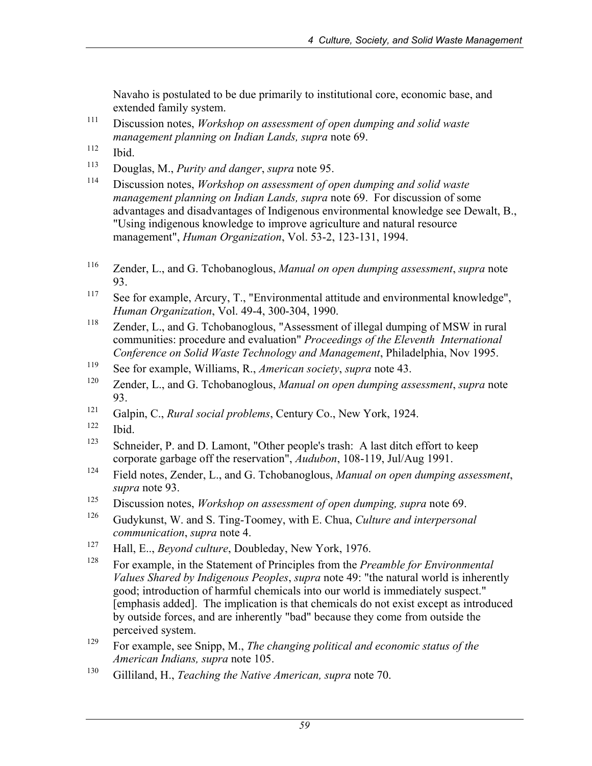Navaho is postulated to be due primarily to institutional core, economic base, and extended family system.

[111] Discussion notes, *Workshop on assessment of open dumping and solid waste management planning on Indian Lands, supra* note 69.

[112] Ibid.

[113] Douglas, M., *Purity and danger*, *supra* note 95.

[114] Discussion notes, *Workshop on assessment of open dumping and solid waste management planning on Indian Lands, supra* note 69. For discussion of some advantages and disadvantages of Indigenous environmental knowledge see Dewalt, B., "Using indigenous knowledge to improve agriculture and natural resource management", *Human Organization*, Vol. 53-2, 123-131, 1994.

[116] Zender, L., and G. Tchobanoglous, *Manual on open dumping assessment*, *supra* note 93.

[117] See for example, Arcury, T., "Environmental attitude and environmental knowledge", *Human Organization*, Vol. 49-4, 300-304, 1990.

[118] Zender, L., and G. Tchobanoglous, "Assessment of illegal dumping of MSW in rural communities: procedure and evaluation" *Proceedings of the Eleventh International Conference on Solid Waste Technology and Management*, Philadelphia, Nov 1995.

[119] See for example, Williams, R., *American society*, *supra* note 43.

[120] Zender, L., and G. Tchobanoglous, *Manual on open dumping assessment*, *supra* note 93.

[121] Galpin, C., *Rural social problems*, Century Co., New York, 1924.

[122] Ibid.

[123] Schneider, P. and D. Lamont, "Other people's trash: A last ditch effort to keep corporate garbage off the reservation", *Audubon*, 108-119, Jul/Aug 1991.

[124] Field notes, Zender, L., and G. Tchobanoglous, *Manual on open dumping assessment*, *supra* note 93.

[125] Discussion notes, *Workshop on assessment of open dumping, supra* note 69.

[126] Gudykunst, W. and S. Ting-Toomey, with E. Chua, *Culture and interpersonal communication*, *supra* note 4.

[127] Hall, E.., *Beyond culture*, Doubleday, New York, 1976.

[128] For example, in the Statement of Principles from the *Preamble for Environmental Values Shared by Indigenous Peoples*, *supra* note 49: "the natural world is inherently good; introduction of harmful chemicals into our world is immediately suspect." [emphasis added]. The implication is that chemicals do not exist except as introduced by outside forces, and are inherently "bad" because they come from outside the perceived system.

[129] For example, see Snipp, M., *The changing political and economic status of the American Indians, supra* note 105.

[130] Gilliland, H., *Teaching the Native American, supra* note 70.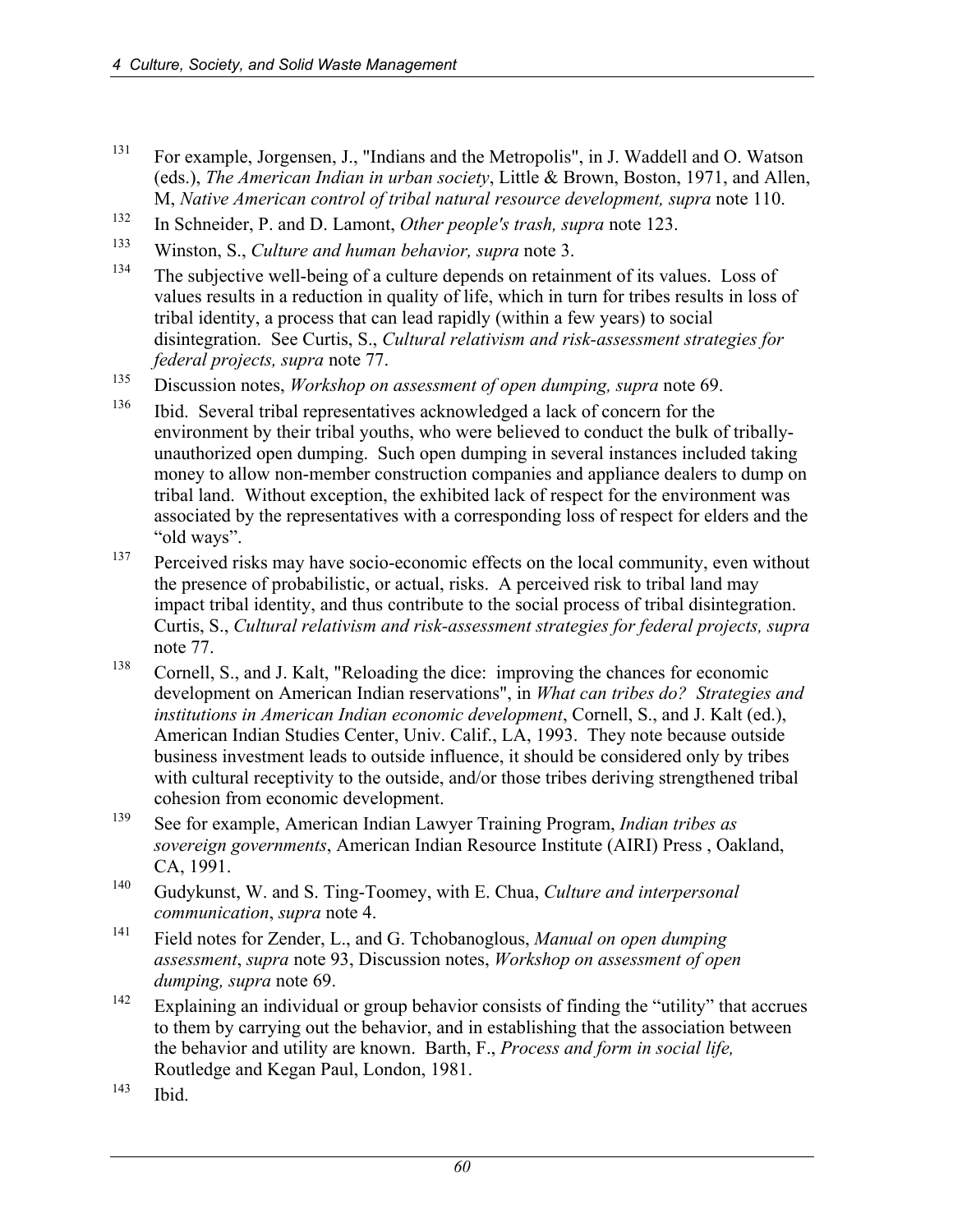[131] For example, Jorgensen, J., "Indians and the Metropolis", in J. Waddell and O. Watson (eds.), *The American Indian in urban society*, Little & Brown, Boston, 1971, and Allen, M, *Native American control of tribal natural resource development, supra* note 110.

[132] In Schneider, P. and D. Lamont, *Other people's trash, supra* note 123.

[133] Winston, S., *Culture and human behavior, supra* note 3.

[134] The subjective well-being of a culture depends on retainment of its values. Loss of values results in a reduction in quality of life, which in turn for tribes results in loss of tribal identity, a process that can lead rapidly (within a few years) to social disintegration. See Curtis, S., *Cultural relativism and risk-assessment strategies for federal projects, supra* note 77.

[135] Discussion notes, *Workshop on assessment of open dumping, supra* note 69.

[136] Ibid. Several tribal representatives acknowledged a lack of concern for the environment by their tribal youths, who were believed to conduct the bulk of tribally-unauthorized open dumping. Such open dumping in several instances included taking money to allow non-member construction companies and appliance dealers to dump on tribal land. Without exception, the exhibited lack of respect for the environment was associated by the representatives with a corresponding loss of respect for elders and the "old ways".

[137] Perceived risks may have socio-economic effects on the local community, even without the presence of probabilistic, or actual, risks. A perceived risk to tribal land may impact tribal identity, and thus contribute to the social process of tribal disintegration. Curtis, S., *Cultural relativism and risk-assessment strategies for federal projects, supra* note 77.

[138] Cornell, S., and J. Kalt, "Reloading the dice: improving the chances for economic development on American Indian reservations", in *What can tribes do? Strategies and institutions in American Indian economic development*, Cornell, S., and J. Kalt (ed.), American Indian Studies Center, Univ. Calif., LA, 1993. They note because outside business investment leads to outside influence, it should be considered only by tribes with cultural receptivity to the outside, and/or those tribes deriving strengthened tribal cohesion from economic development.

[139] See for example, American Indian Lawyer Training Program, *Indian tribes as sovereign governments*, American Indian Resource Institute (AIRI) Press , Oakland, CA, 1991.

[140] Gudykunst, W. and S. Ting-Toomey, with E. Chua, *Culture and interpersonal communication*, *supra* note 4.

[141] Field notes for Zender, L., and G. Tchobanoglous, *Manual on open dumping assessment*, *supra* note 93, Discussion notes, *Workshop on assessment of open dumping, supra* note 69.

[142] Explaining an individual or group behavior consists of finding the "utility" that accrues to them by carrying out the behavior, and in establishing that the association between the behavior and utility are known. Barth, F., *Process and form in social life,* Routledge and Kegan Paul, London, 1981.

[143] Ibid.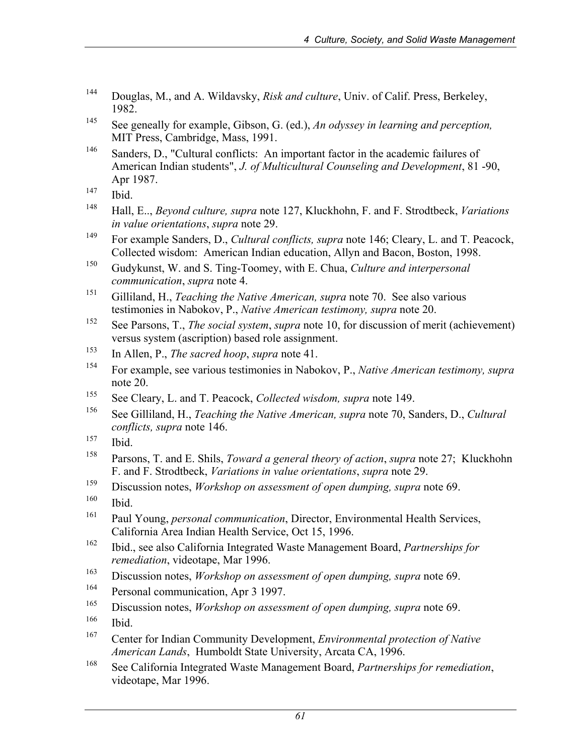[144] Douglas, M., and A. Wildavsky, *Risk and culture*, Univ. of Calif. Press, Berkeley, 1982.

[145] See geneally for example, Gibson, G. (ed.), *An odyssey in learning and perception,* MIT Press, Cambridge, Mass, 1991.

[146] Sanders, D., "Cultural conflicts: An important factor in the academic failures of American Indian students", *J. of Multicultural Counseling and Development*, 81 -90, Apr 1987.

[147] Ibid.

[148] Hall, E.., *Beyond culture, supra* note 127, Kluckhohn, F. and F. Strodtbeck, *Variations in value orientations*, *supra* note 29.

[149] For example Sanders, D., *Cultural conflicts, supra* note 146; Cleary, L. and T. Peacock, Collected wisdom: American Indian education, Allyn and Bacon, Boston, 1998.

[150] Gudykunst, W. and S. Ting-Toomey, with E. Chua, *Culture and interpersonal communication*, *supra* note 4.

[151] Gilliland, H., *Teaching the Native American, supra* note 70. See also various testimonies in Nabokov, P., *Native American testimony, supra* note 20.

[152] See Parsons, T., *The social system*, *supra* note 10, for discussion of merit (achievement) versus system (ascription) based role assignment.

[153] In Allen, P., *The sacred hoop*, *supra* note 41.

[154] For example, see various testimonies in Nabokov, P., *Native American testimony, supra* note 20.

[155] See Cleary, L. and T. Peacock, *Collected wisdom, supra* note 149.

[156] See Gilliland, H., *Teaching the Native American, supra* note 70, Sanders, D., *Cultural conflicts, supra* note 146.

[157] Ibid.

[158] Parsons, T. and E. Shils, *Toward a general theory of action*, *supra* note 27; Kluckhohn F. and F. Strodtbeck, *Variations in value orientations*, *supra* note 29.

[159] Discussion notes, *Workshop on assessment of open dumping, supra* note 69.

[160] Ibid.

[161] Paul Young, *personal communication*, Director, Environmental Health Services, California Area Indian Health Service, Oct 15, 1996.

[162] Ibid., see also California Integrated Waste Management Board, *Partnerships for remediation*, videotape, Mar 1996.

[163] Discussion notes, *Workshop on assessment of open dumping, supra* note 69.

[164] Personal communication, Apr 3 1997.

[165] Discussion notes, *Workshop on assessment of open dumping, supra* note 69.

[166] Ibid.

[167] Center for Indian Community Development, *Environmental protection of Native American Lands*, Humboldt State University, Arcata CA, 1996.

[168] See California Integrated Waste Management Board, *Partnerships for remediation*, videotape, Mar 1996.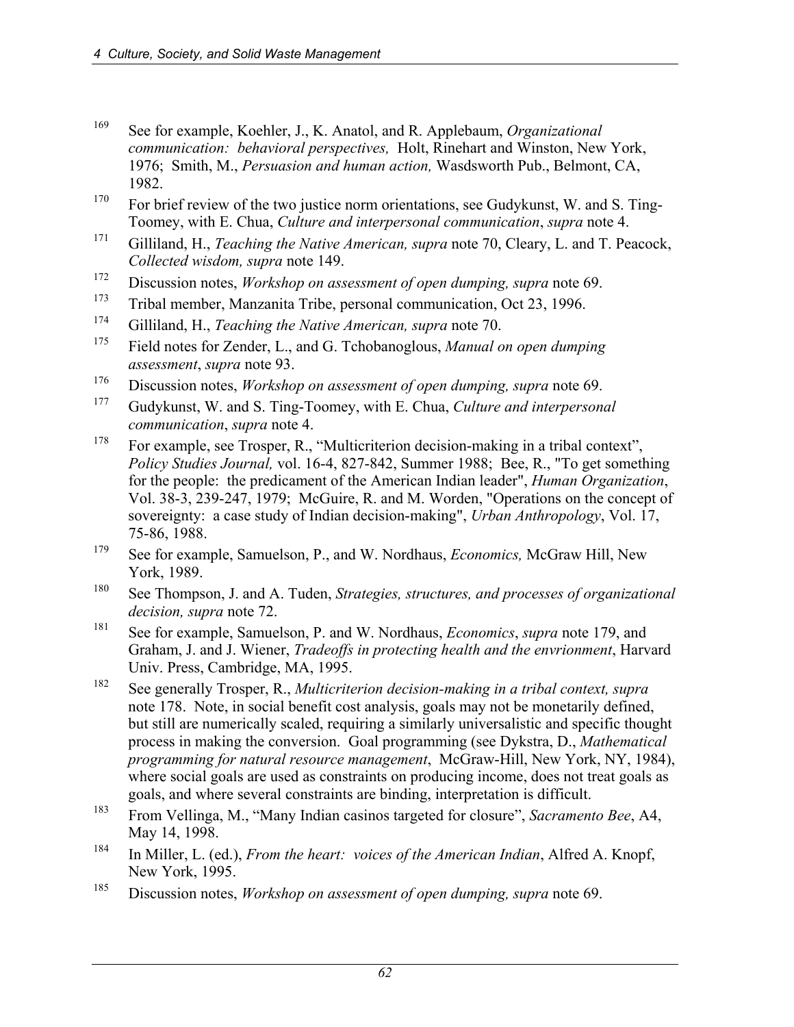[169] See for example, Koehler, J., K. Anatol, and R. Applebaum, *Organizational communication: behavioral perspectives,* Holt, Rinehart and Winston, New York, 1976; Smith, M., *Persuasion and human action,* Wasdsworth Pub., Belmont, CA, 1982.

[170] For brief review of the two justice norm orientations, see Gudykunst, W. and S. Ting-Toomey, with E. Chua, *Culture and interpersonal communication*, *supra* note 4.

[171] Gilliland, H., *Teaching the Native American, supra* note 70, Cleary, L. and T. Peacock, *Collected wisdom, supra* note 149.

[172] Discussion notes, *Workshop on assessment of open dumping, supra* note 69.

[173] Tribal member, Manzanita Tribe, personal communication, Oct 23, 1996.

[174] Gilliland, H., *Teaching the Native American, supra* note 70.

[175] Field notes for Zender, L., and G. Tchobanoglous, *Manual on open dumping assessment*, *supra* note 93.

[176] Discussion notes, *Workshop on assessment of open dumping, supra* note 69.

[177] Gudykunst, W. and S. Ting-Toomey, with E. Chua, *Culture and interpersonal communication*, *supra* note 4.

[178] For example, see Trosper, R., "Multicriterion decision-making in a tribal context", *Policy Studies Journal,* vol. 16-4, 827-842, Summer 1988; Bee, R., "To get something for the people: the predicament of the American Indian leader", *Human Organization*, Vol. 38-3, 239-247, 1979; McGuire, R. and M. Worden, "Operations on the concept of sovereignty: a case study of Indian decision-making", *Urban Anthropology*, Vol. 17, 75-86, 1988.

[179] See for example, Samuelson, P., and W. Nordhaus, *Economics,* McGraw Hill, New York, 1989.

[180] See Thompson, J. and A. Tuden, *Strategies, structures, and processes of organizational decision, supra* note 72.

[181] See for example, Samuelson, P. and W. Nordhaus, *Economics*, *supra* note 179, and Graham, J. and J. Wiener, *Tradeoffs in protecting health and the envrionment*, Harvard Univ. Press, Cambridge, MA, 1995.

[182] See generally Trosper, R., *Multicriterion decision-making in a tribal context, supra* note 178. Note, in social benefit cost analysis, goals may not be monetarily defined, but still are numerically scaled, requiring a similarly universalistic and specific thought process in making the conversion. Goal programming (see Dykstra, D., *Mathematical programming for natural resource management*, McGraw-Hill, New York, NY, 1984), where social goals are used as constraints on producing income, does not treat goals as goals, and where several constraints are binding, interpretation is difficult.

[183] From Vellinga, M., "Many Indian casinos targeted for closure", *Sacramento Bee*, A4, May 14, 1998.

[184] In Miller, L. (ed.), *From the heart: voices of the American Indian*, Alfred A. Knopf, New York, 1995.

[185] Discussion notes, *Workshop on assessment of open dumping, supra* note 69.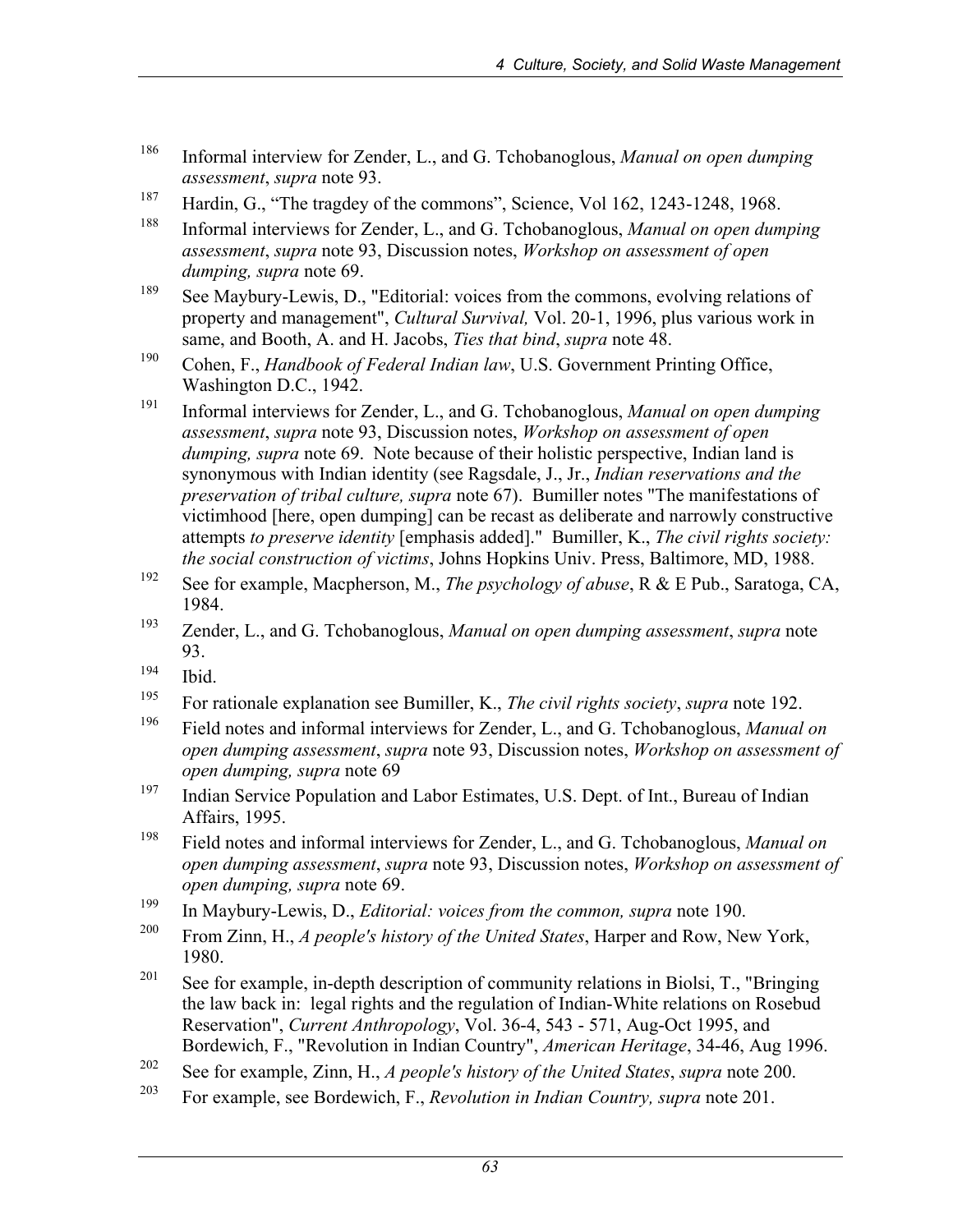186 Informal interview for Zender, L., and G. Tchobanoglous, *Manual on open dumping assessment*, *supra* note 93.

187 Hardin, G., "The tragdey of the commons", Science, Vol 162, 1243-1248, 1968.

188 Informal interviews for Zender, L., and G. Tchobanoglous, *Manual on open dumping assessment*, *supra* note 93, Discussion notes, *Workshop on assessment of open dumping, supra* note 69.

189 See Maybury-Lewis, D., "Editorial: voices from the commons, evolving relations of property and management", *Cultural Survival,* Vol. 20-1, 1996, plus various work in same, and Booth, A. and H. Jacobs, *Ties that bind*, *supra* note 48.

190 Cohen, F., *Handbook of Federal Indian law*, U.S. Government Printing Office, Washington D.C., 1942.

191 Informal interviews for Zender, L., and G. Tchobanoglous, *Manual on open dumping assessment*, *supra* note 93, Discussion notes, *Workshop on assessment of open dumping, supra* note 69. Note because of their holistic perspective, Indian land is synonymous with Indian identity (see Ragsdale, J., Jr., *Indian reservations and the preservation of tribal culture, supra* note 67). Bumiller notes "The manifestations of victimhood [here, open dumping] can be recast as deliberate and narrowly constructive attempts *to preserve identity* [emphasis added]." Bumiller, K., *The civil rights society: the social construction of victims*, Johns Hopkins Univ. Press, Baltimore, MD, 1988.

192 See for example, Macpherson, M., *The psychology of abuse*, R & E Pub., Saratoga, CA, 1984.

193 Zender, L., and G. Tchobanoglous, *Manual on open dumping assessment*, *supra* note 93.

194 Ibid.

195 For rationale explanation see Bumiller, K., *The civil rights society*, *supra* note 192.

196 Field notes and informal interviews for Zender, L., and G. Tchobanoglous, *Manual on open dumping assessment*, *supra* note 93, Discussion notes, *Workshop on assessment of open dumping, supra* note 69

197 Indian Service Population and Labor Estimates, U.S. Dept. of Int., Bureau of Indian Affairs, 1995.

198 Field notes and informal interviews for Zender, L., and G. Tchobanoglous, *Manual on open dumping assessment*, *supra* note 93, Discussion notes, *Workshop on assessment of open dumping, supra* note 69.

199 In Maybury-Lewis, D., *Editorial: voices from the common, supra* note 190.

200 From Zinn, H., *A people's history of the United States*, Harper and Row, New York, 1980.

201 See for example, in-depth description of community relations in Biolsi, T., "Bringing the law back in: legal rights and the regulation of Indian-White relations on Rosebud Reservation", *Current Anthropology*, Vol. 36-4, 543 - 571, Aug-Oct 1995, and Bordewich, F., "Revolution in Indian Country", *American Heritage*, 34-46, Aug 1996.

202 See for example, Zinn, H., *A people's history of the United States*, *supra* note 200.

203 For example, see Bordewich, F., *Revolution in Indian Country, supra* note 201.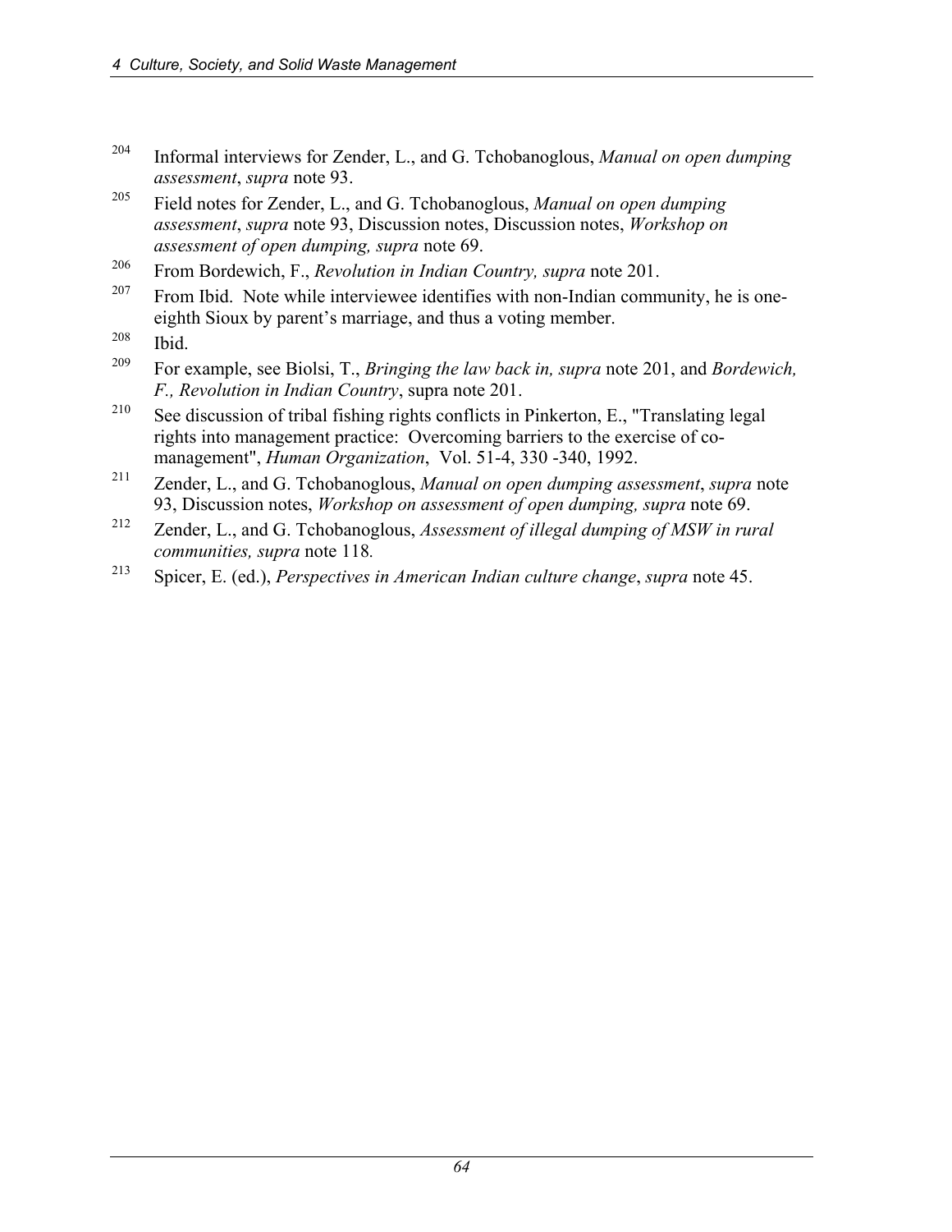[204] Informal interviews for Zender, L., and G. Tchobanoglous, *Manual on open dumping assessment*, *supra* note 93.

[205] Field notes for Zender, L., and G. Tchobanoglous, *Manual on open dumping assessment*, *supra* note 93, Discussion notes, Discussion notes, *Workshop on assessment of open dumping, supra* note 69.

[206] From Bordewich, F., *Revolution in Indian Country, supra* note 201.

[207] From Ibid. Note while interviewee identifies with non-Indian community, he is one-eighth Sioux by parent's marriage, and thus a voting member.

[208] Ibid.

[209] For example, see Biolsi, T., *Bringing the law back in, supra* note 201, and *Bordewich, F., Revolution in Indian Country*, supra note 201.

[210] See discussion of tribal fishing rights conflicts in Pinkerton, E., "Translating legal rights into management practice: Overcoming barriers to the exercise of co-management", *Human Organization*, Vol. 51-4, 330 -340, 1992.

[211] Zender, L., and G. Tchobanoglous, *Manual on open dumping assessment*, *supra* note 93, Discussion notes, *Workshop on assessment of open dumping, supra* note 69.

[212] Zender, L., and G. Tchobanoglous, *Assessment of illegal dumping of MSW in rural communities, supra* note 118*.*

[213] Spicer, E. (ed.), *Perspectives in American Indian culture change*, *supra* note 45.